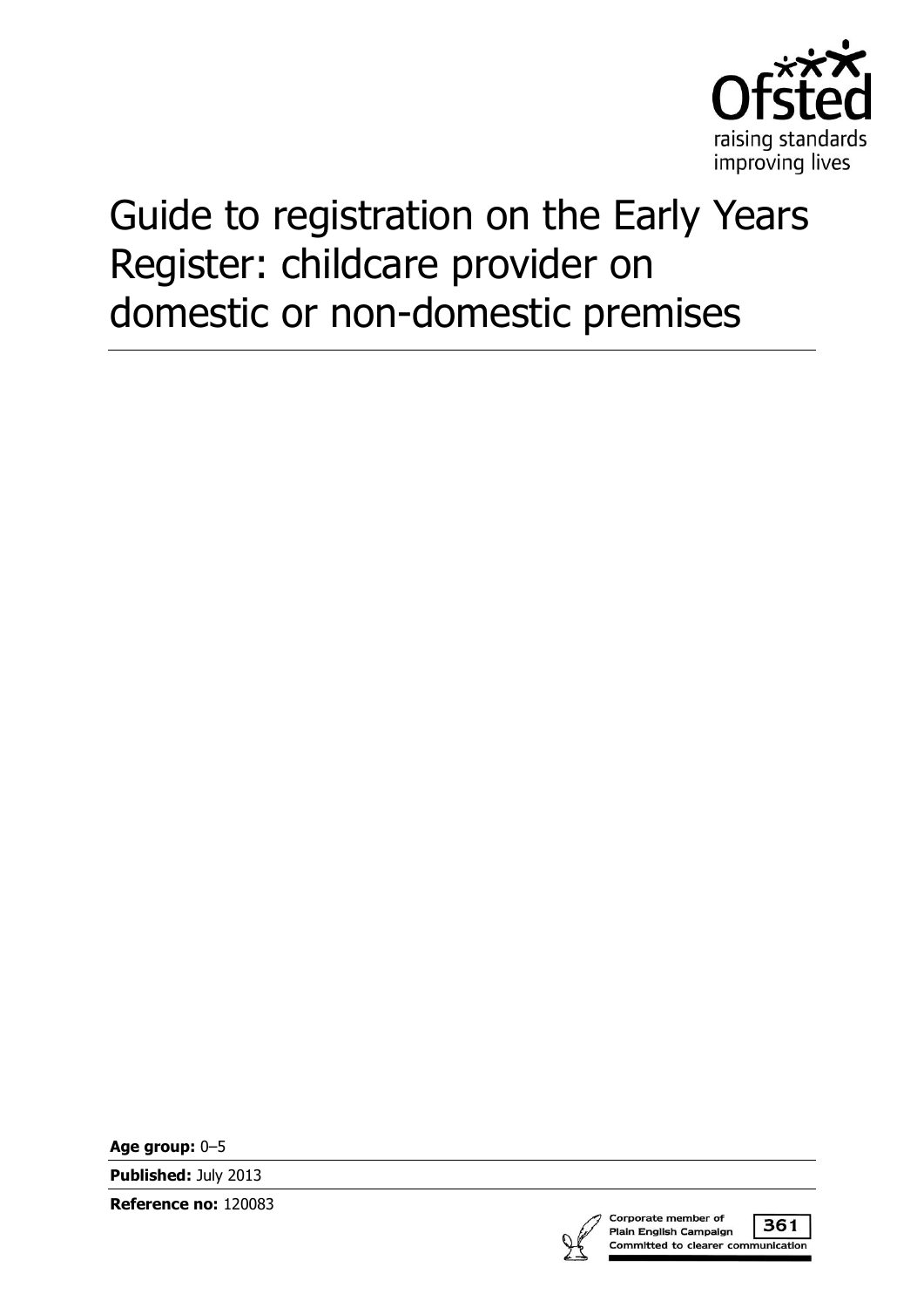Ofsted
raising standards
improving lives

# Guide to registration on the Early Years Register: childcare provider on domestic or non-domestic premises

**Age group:** 0–5

**Published:** July 2013

**Reference no:** 120083

Corporate member of Plain English Campaign 361
Committed to clearer communication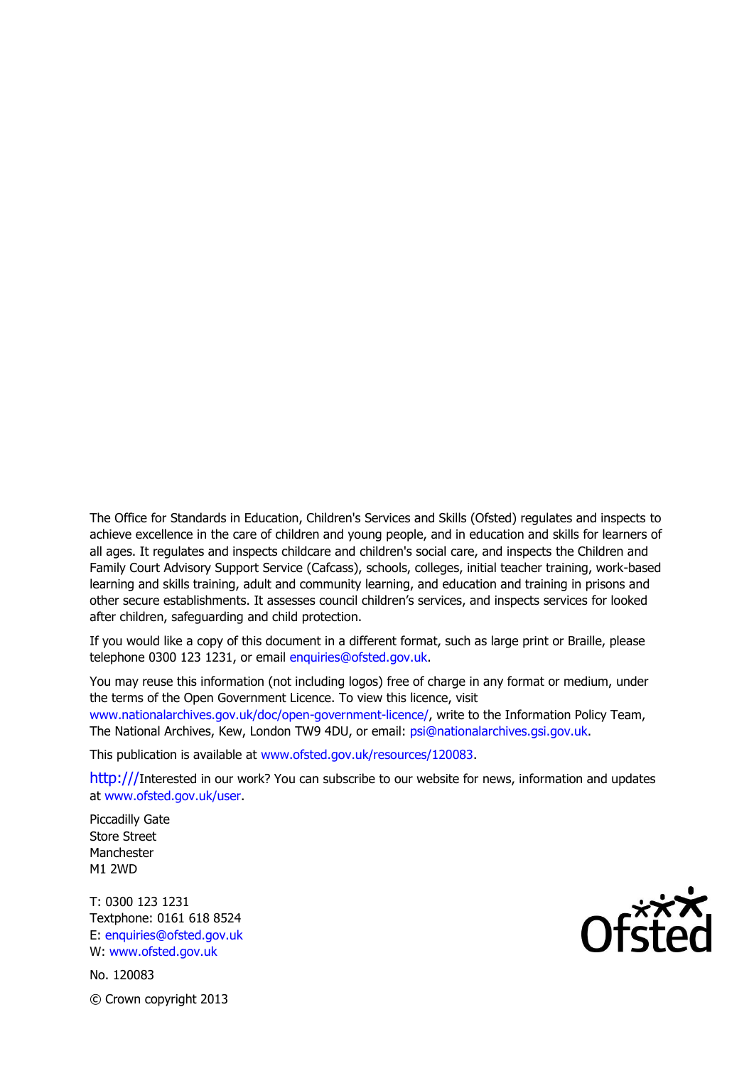The Office for Standards in Education, Children's Services and Skills (Ofsted) regulates and inspects to achieve excellence in the care of children and young people, and in education and skills for learners of all ages. It regulates and inspects childcare and children's social care, and inspects the Children and Family Court Advisory Support Service (Cafcass), schools, colleges, initial teacher training, work-based learning and skills training, adult and community learning, and education and training in prisons and other secure establishments. It assesses council children's services, and inspects services for looked after children, safeguarding and child protection.

If you would like a copy of this document in a different format, such as large print or Braille, please telephone 0300 123 1231, or email enquiries@ofsted.gov.uk.

You may reuse this information (not including logos) free of charge in any format or medium, under the terms of the Open Government Licence. To view this licence, visit www.nationalarchives.gov.uk/doc/open-government-licence/, write to the Information Policy Team, The National Archives, Kew, London TW9 4DU, or email: psi@nationalarchives.gsi.gov.uk.

This publication is available at www.ofsted.gov.uk/resources/120083.

http:///Interested in our work? You can subscribe to our website for news, information and updates at www.ofsted.gov.uk/user.

Piccadilly Gate
Store Street
Manchester
M1 2WD

T: 0300 123 1231
Textphone: 0161 618 8524
E: enquiries@ofsted.gov.uk
W: www.ofsted.gov.uk

No. 120083

© Crown copyright 2013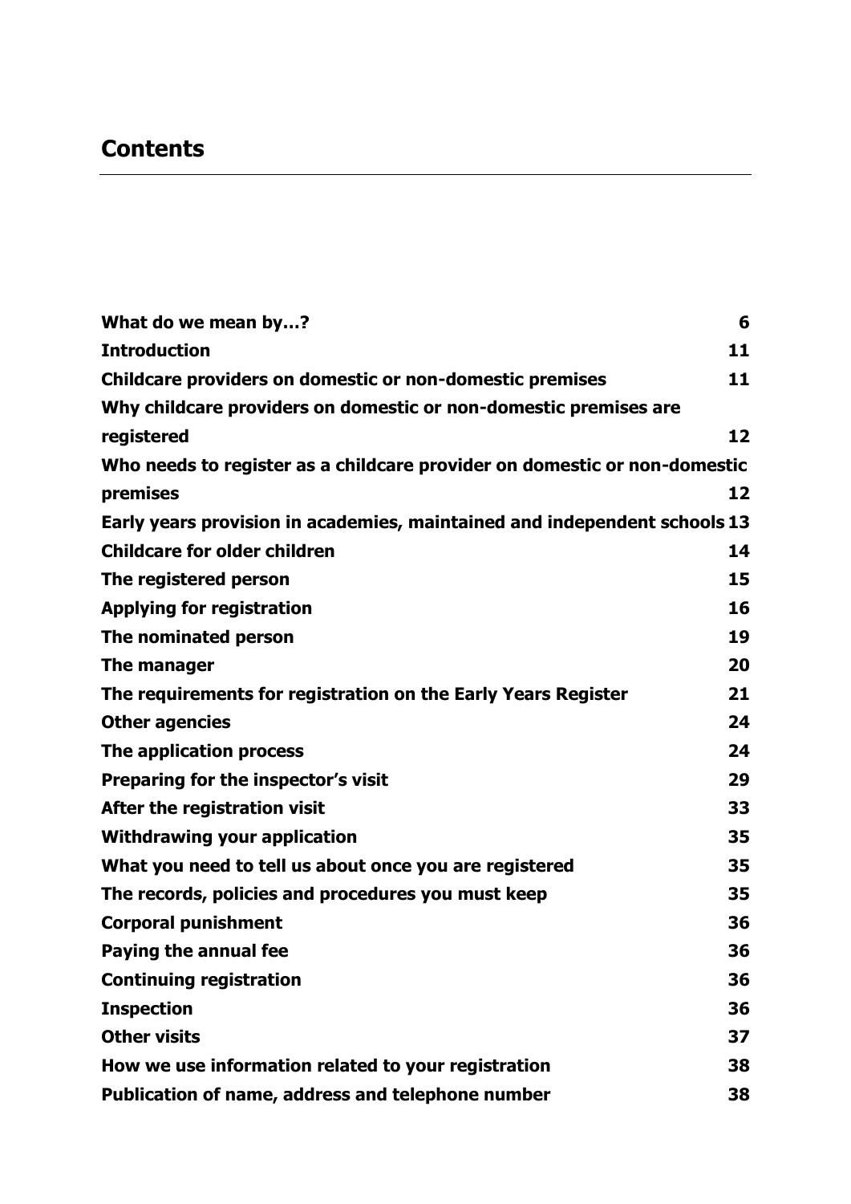## Contents

| | |
|---|---|
| **What do we mean by…?** | **6** |
| **Introduction** | **11** |
| **Childcare providers on domestic or non-domestic premises** | **11** |
| **Why childcare providers on domestic or non-domestic premises are registered** | **12** |
| **Who needs to register as a childcare provider on domestic or non-domestic premises** | **12** |
| **Early years provision in academies, maintained and independent schools** | **13** |
| **Childcare for older children** | **14** |
| **The registered person** | **15** |
| **Applying for registration** | **16** |
| **The nominated person** | **19** |
| **The manager** | **20** |
| **The requirements for registration on the Early Years Register** | **21** |
| **Other agencies** | **24** |
| **The application process** | **24** |
| **Preparing for the inspector's visit** | **29** |
| **After the registration visit** | **33** |
| **Withdrawing your application** | **35** |
| **What you need to tell us about once you are registered** | **35** |
| **The records, policies and procedures you must keep** | **35** |
| **Corporal punishment** | **36** |
| **Paying the annual fee** | **36** |
| **Continuing registration** | **36** |
| **Inspection** | **36** |
| **Other visits** | **37** |
| **How we use information related to your registration** | **38** |
| **Publication of name, address and telephone number** | **38** |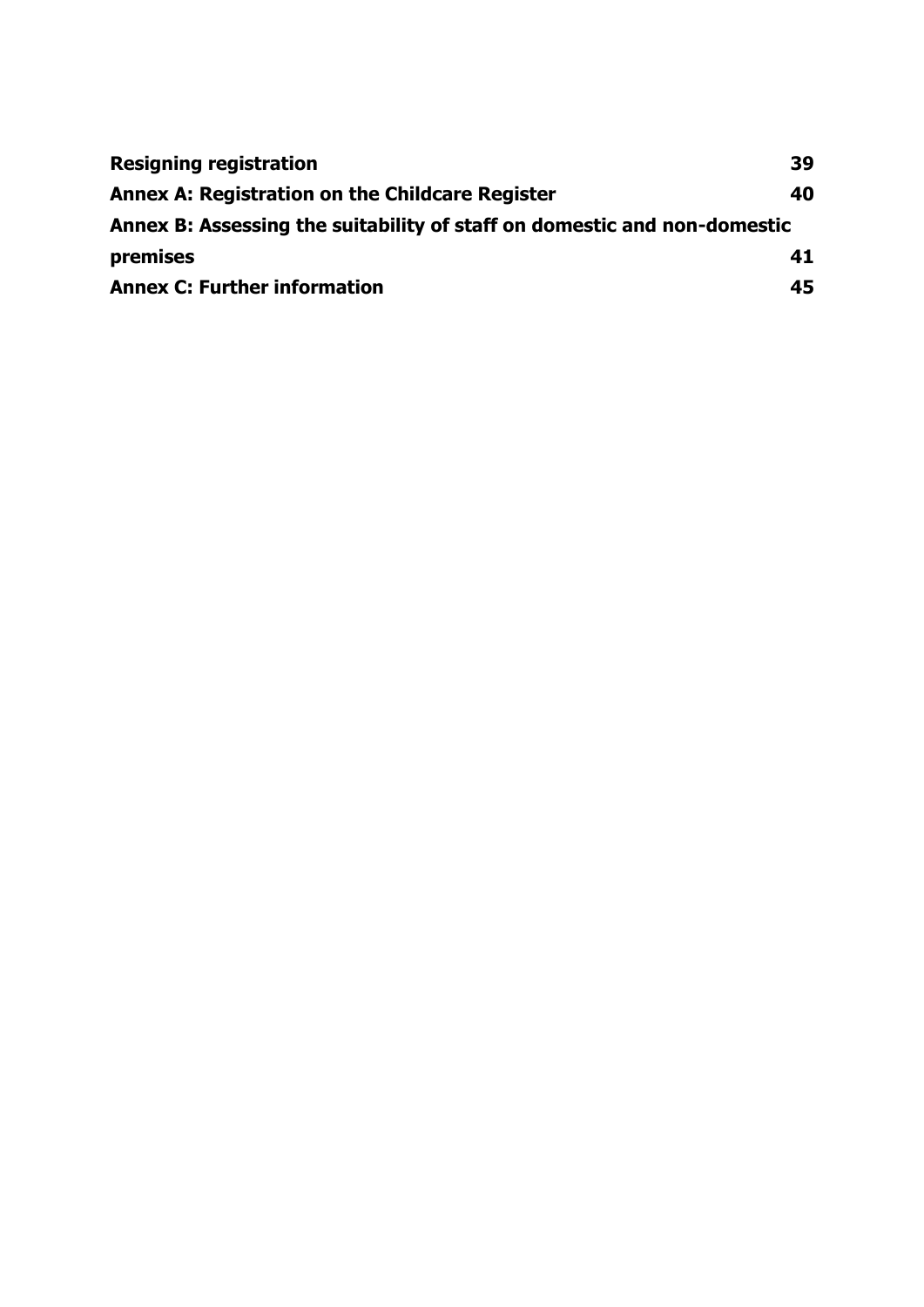**Resigning registration** 39

**Annex A: Registration on the Childcare Register** 40

**Annex B: Assessing the suitability of staff on domestic and non-domestic premises** 41

**Annex C: Further information** 45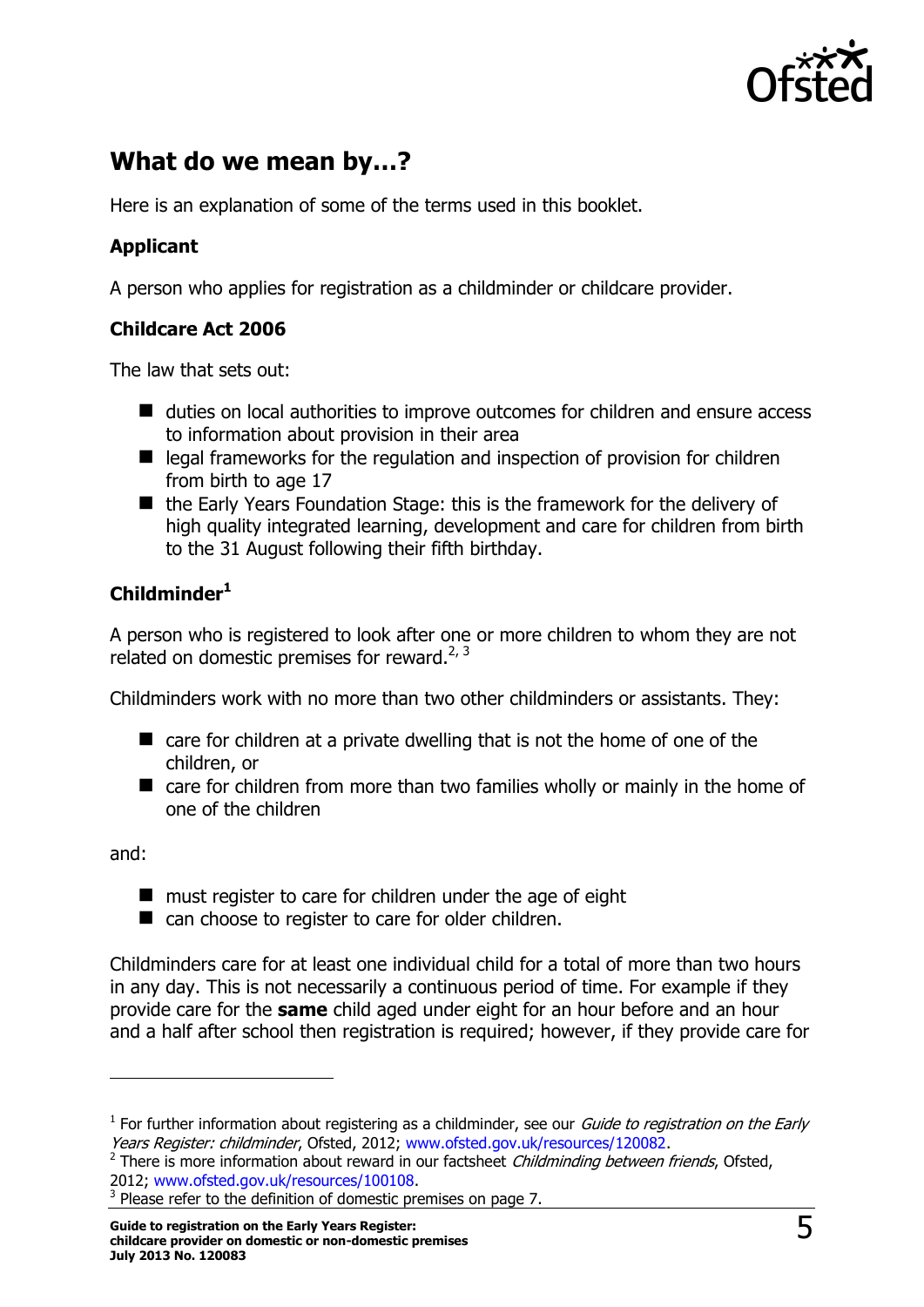## What do we mean by…?

Here is an explanation of some of the terms used in this booklet.

### Applicant

A person who applies for registration as a childminder or childcare provider.

### Childcare Act 2006

The law that sets out:

- duties on local authorities to improve outcomes for children and ensure access to information about provision in their area
- legal frameworks for the regulation and inspection of provision for children from birth to age 17
- the Early Years Foundation Stage: this is the framework for the delivery of high quality integrated learning, development and care for children from birth to the 31 August following their fifth birthday.

### Childminder[1]

A person who is registered to look after one or more children to whom they are not related on domestic premises for reward.[2, 3]

Childminders work with no more than two other childminders or assistants. They:

- care for children at a private dwelling that is not the home of one of the children, or
- care for children from more than two families wholly or mainly in the home of one of the children

and:

- must register to care for children under the age of eight
- can choose to register to care for older children.

Childminders care for at least one individual child for a total of more than two hours in any day. This is not necessarily a continuous period of time. For example if they provide care for the **same** child aged under eight for an hour before and an hour and a half after school then registration is required; however, if they provide care for

---

[1] For further information about registering as a childminder, see our *Guide to registration on the Early Years Register: childminder*, Ofsted, 2012; www.ofsted.gov.uk/resources/120082.

[2] There is more information about reward in our factsheet *Childminding between friends*, Ofsted, 2012; www.ofsted.gov.uk/resources/100108.

[3] Please refer to the definition of domestic premises on page 7.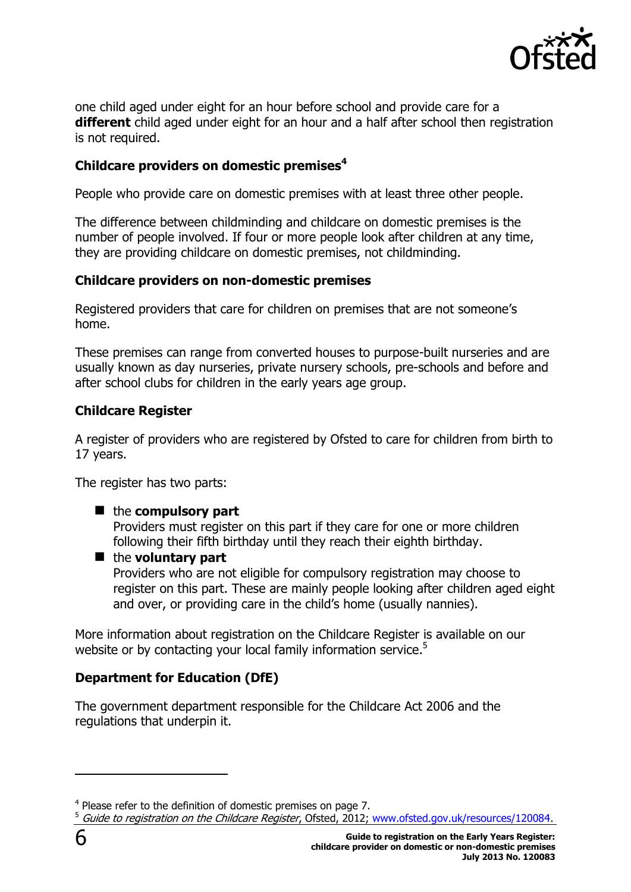one child aged under eight for an hour before school and provide care for a **different** child aged under eight for an hour and a half after school then registration is not required.

**Childcare providers on domestic premises**[4]

People who provide care on domestic premises with at least three other people.

The difference between childminding and childcare on domestic premises is the number of people involved. If four or more people look after children at any time, they are providing childcare on domestic premises, not childminding.

**Childcare providers on non-domestic premises**

Registered providers that care for children on premises that are not someone's home.

These premises can range from converted houses to purpose-built nurseries and are usually known as day nurseries, private nursery schools, pre-schools and before and after school clubs for children in the early years age group.

**Childcare Register**

A register of providers who are registered by Ofsted to care for children from birth to 17 years.

The register has two parts:

- the **compulsory part**
  Providers must register on this part if they care for one or more children following their fifth birthday until they reach their eighth birthday.
- the **voluntary part**
  Providers who are not eligible for compulsory registration may choose to register on this part. These are mainly people looking after children aged eight and over, or providing care in the child's home (usually nannies).

More information about registration on the Childcare Register is available on our website or by contacting your local family information service.[5]

**Department for Education (DfE)**

The government department responsible for the Childcare Act 2006 and the regulations that underpin it.

---

[4] Please refer to the definition of domestic premises on page 7.

[5] *Guide to registration on the Childcare Register*, Ofsted, 2012; www.ofsted.gov.uk/resources/120084.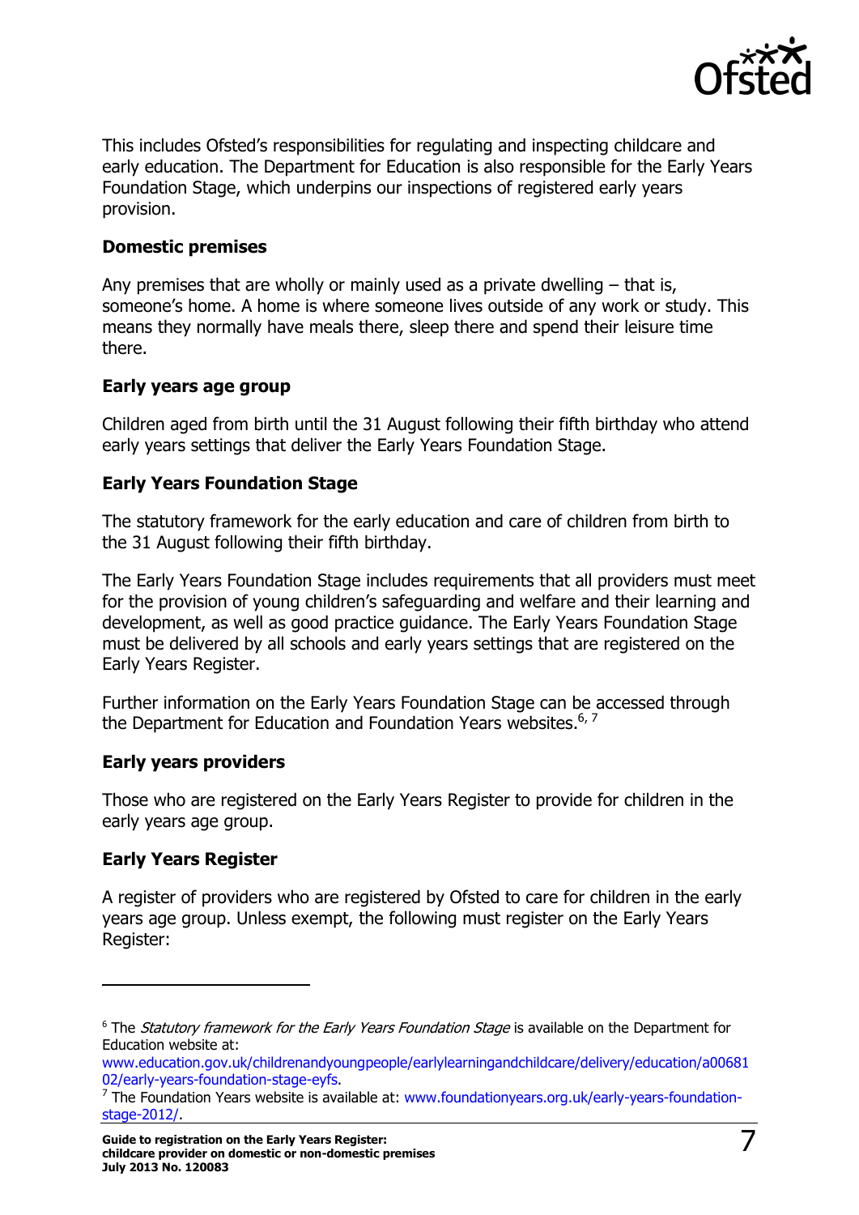This includes Ofsted's responsibilities for regulating and inspecting childcare and early education. The Department for Education is also responsible for the Early Years Foundation Stage, which underpins our inspections of registered early years provision.

**Domestic premises**

Any premises that are wholly or mainly used as a private dwelling – that is, someone's home. A home is where someone lives outside of any work or study. This means they normally have meals there, sleep there and spend their leisure time there.

**Early years age group**

Children aged from birth until the 31 August following their fifth birthday who attend early years settings that deliver the Early Years Foundation Stage.

**Early Years Foundation Stage**

The statutory framework for the early education and care of children from birth to the 31 August following their fifth birthday.

The Early Years Foundation Stage includes requirements that all providers must meet for the provision of young children's safeguarding and welfare and their learning and development, as well as good practice guidance. The Early Years Foundation Stage must be delivered by all schools and early years settings that are registered on the Early Years Register.

Further information on the Early Years Foundation Stage can be accessed through the Department for Education and Foundation Years websites.[6, 7]

**Early years providers**

Those who are registered on the Early Years Register to provide for children in the early years age group.

**Early Years Register**

A register of providers who are registered by Ofsted to care for children in the early years age group. Unless exempt, the following must register on the Early Years Register:

---

[6] The *Statutory framework for the Early Years Foundation Stage* is available on the Department for Education website at: www.education.gov.uk/childrenandyoungpeople/earlylearningandchildcare/delivery/education/a0068102/early-years-foundation-stage-eyfs.

[7] The Foundation Years website is available at: www.foundationyears.org.uk/early-years-foundation-stage-2012/.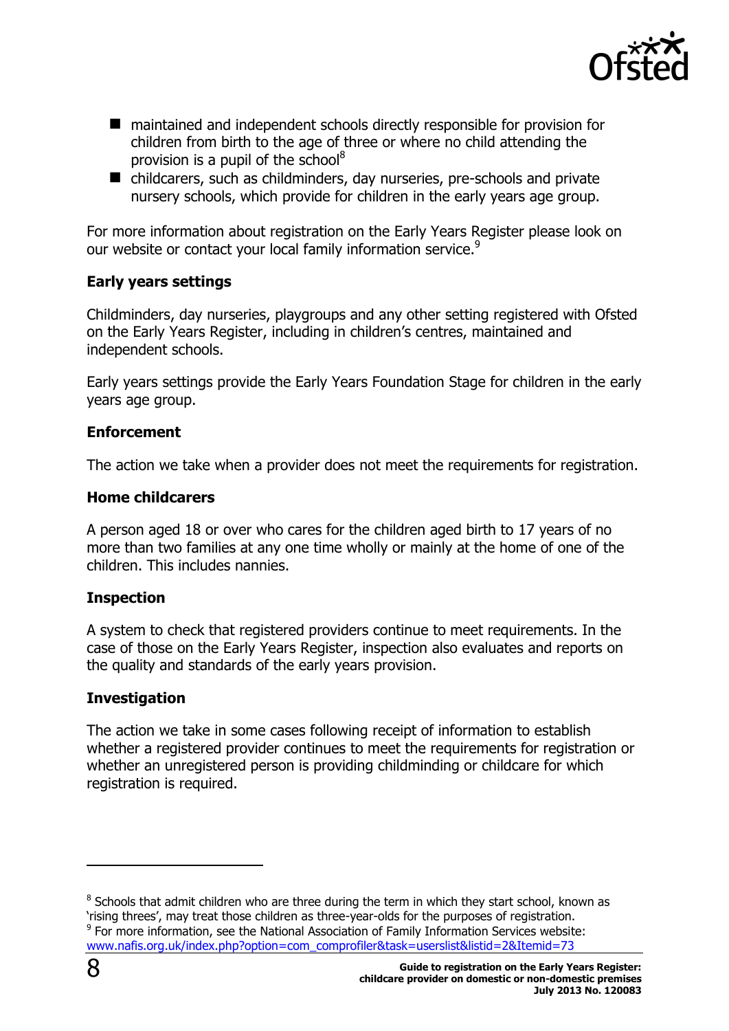- maintained and independent schools directly responsible for provision for children from birth to the age of three or where no child attending the provision is a pupil of the school[8]
- childcarers, such as childminders, day nurseries, pre-schools and private nursery schools, which provide for children in the early years age group.

For more information about registration on the Early Years Register please look on our website or contact your local family information service.[9]

**Early years settings**

Childminders, day nurseries, playgroups and any other setting registered with Ofsted on the Early Years Register, including in children's centres, maintained and independent schools.

Early years settings provide the Early Years Foundation Stage for children in the early years age group.

**Enforcement**

The action we take when a provider does not meet the requirements for registration.

**Home childcarers**

A person aged 18 or over who cares for the children aged birth to 17 years of no more than two families at any one time wholly or mainly at the home of one of the children. This includes nannies.

**Inspection**

A system to check that registered providers continue to meet requirements. In the case of those on the Early Years Register, inspection also evaluates and reports on the quality and standards of the early years provision.

**Investigation**

The action we take in some cases following receipt of information to establish whether a registered provider continues to meet the requirements for registration or whether an unregistered person is providing childminding or childcare for which registration is required.

---

[8] Schools that admit children who are three during the term in which they start school, known as 'rising threes', may treat those children as three-year-olds for the purposes of registration.

[9] For more information, see the National Association of Family Information Services website: www.nafis.org.uk/index.php?option=com_comprofiler&task=userslist&listid=2&Itemid=73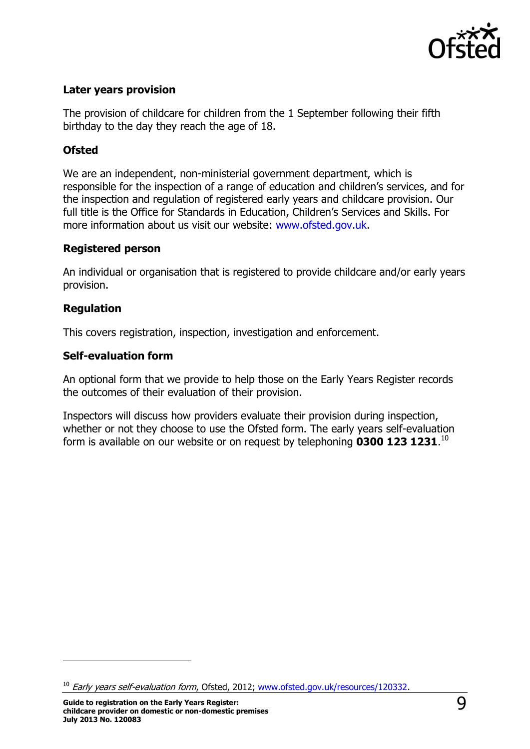**Later years provision**

The provision of childcare for children from the 1 September following their fifth birthday to the day they reach the age of 18.

**Ofsted**

We are an independent, non-ministerial government department, which is responsible for the inspection of a range of education and children's services, and for the inspection and regulation of registered early years and childcare provision. Our full title is the Office for Standards in Education, Children's Services and Skills. For more information about us visit our website: www.ofsted.gov.uk.

**Registered person**

An individual or organisation that is registered to provide childcare and/or early years provision.

**Regulation**

This covers registration, inspection, investigation and enforcement.

**Self-evaluation form**

An optional form that we provide to help those on the Early Years Register records the outcomes of their evaluation of their provision.

Inspectors will discuss how providers evaluate their provision during inspection, whether or not they choose to use the Ofsted form. The early years self-evaluation form is available on our website or on request by telephoning **0300 123 1231**.[10]

---

[10] *Early years self-evaluation form*, Ofsted, 2012; www.ofsted.gov.uk/resources/120332.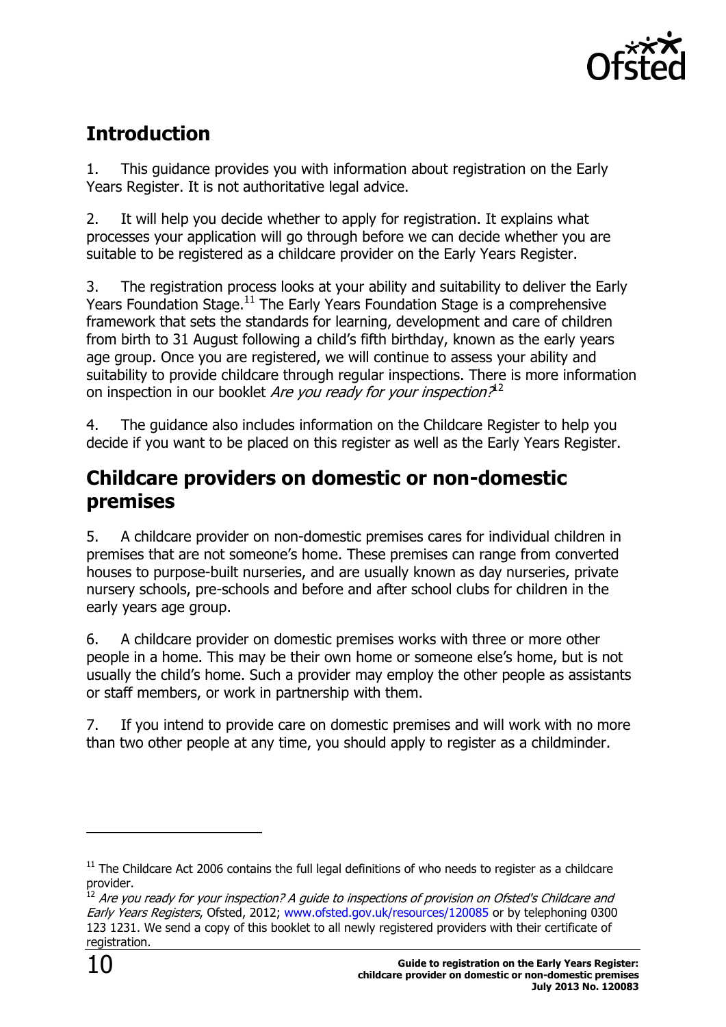## Introduction

1. This guidance provides you with information about registration on the Early Years Register. It is not authoritative legal advice.

2. It will help you decide whether to apply for registration. It explains what processes your application will go through before we can decide whether you are suitable to be registered as a childcare provider on the Early Years Register.

3. The registration process looks at your ability and suitability to deliver the Early Years Foundation Stage.[11] The Early Years Foundation Stage is a comprehensive framework that sets the standards for learning, development and care of children from birth to 31 August following a child's fifth birthday, known as the early years age group. Once you are registered, we will continue to assess your ability and suitability to provide childcare through regular inspections. There is more information on inspection in our booklet *Are you ready for your inspection?*[12]

4. The guidance also includes information on the Childcare Register to help you decide if you want to be placed on this register as well as the Early Years Register.

## Childcare providers on domestic or non-domestic premises

5. A childcare provider on non-domestic premises cares for individual children in premises that are not someone's home. These premises can range from converted houses to purpose-built nurseries, and are usually known as day nurseries, private nursery schools, pre-schools and before and after school clubs for children in the early years age group.

6. A childcare provider on domestic premises works with three or more other people in a home. This may be their own home or someone else's home, but is not usually the child's home. Such a provider may employ the other people as assistants or staff members, or work in partnership with them.

7. If you intend to provide care on domestic premises and will work with no more than two other people at any time, you should apply to register as a childminder.

---

[11] The Childcare Act 2006 contains the full legal definitions of who needs to register as a childcare provider.

[12] *Are you ready for your inspection? A guide to inspections of provision on Ofsted's Childcare and Early Years Registers*, Ofsted, 2012; www.ofsted.gov.uk/resources/120085 or by telephoning 0300 123 1231. We send a copy of this booklet to all newly registered providers with their certificate of registration.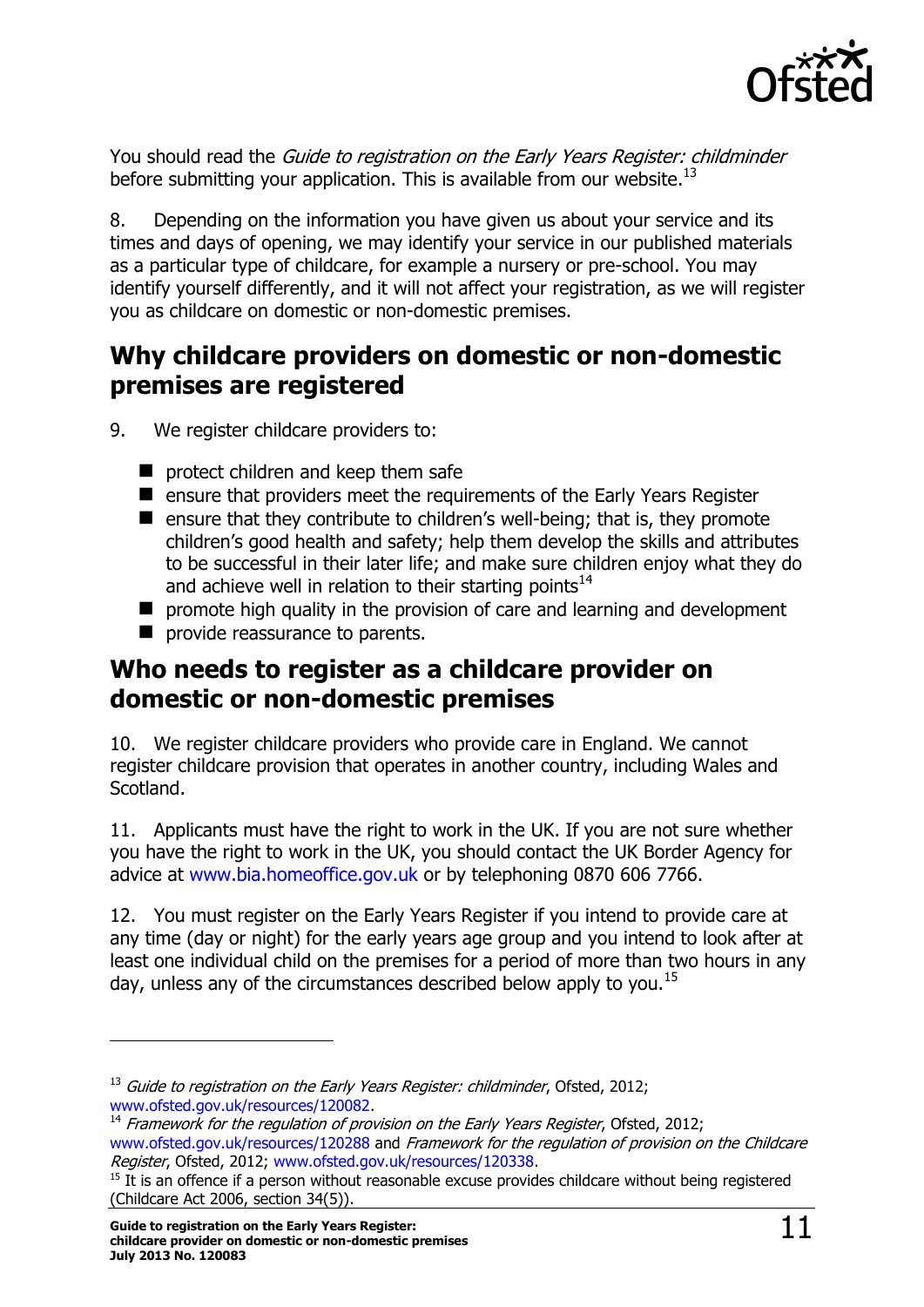You should read the *Guide to registration on the Early Years Register: childminder* before submitting your application. This is available from our website.[13]

8. Depending on the information you have given us about your service and its times and days of opening, we may identify your service in our published materials as a particular type of childcare, for example a nursery or pre-school. You may identify yourself differently, and it will not affect your registration, as we will register you as childcare on domestic or non-domestic premises.

## Why childcare providers on domestic or non-domestic premises are registered

9. We register childcare providers to:

- protect children and keep them safe
- ensure that providers meet the requirements of the Early Years Register
- ensure that they contribute to children's well-being; that is, they promote children's good health and safety; help them develop the skills and attributes to be successful in their later life; and make sure children enjoy what they do and achieve well in relation to their starting points[14]
- promote high quality in the provision of care and learning and development
- provide reassurance to parents.

## Who needs to register as a childcare provider on domestic or non-domestic premises

10. We register childcare providers who provide care in England. We cannot register childcare provision that operates in another country, including Wales and Scotland.

11. Applicants must have the right to work in the UK. If you are not sure whether you have the right to work in the UK, you should contact the UK Border Agency for advice at www.bia.homeoffice.gov.uk or by telephoning 0870 606 7766.

12. You must register on the Early Years Register if you intend to provide care at any time (day or night) for the early years age group and you intend to look after at least one individual child on the premises for a period of more than two hours in any day, unless any of the circumstances described below apply to you.[15]

---

[13] *Guide to registration on the Early Years Register: childminder*, Ofsted, 2012; www.ofsted.gov.uk/resources/120082.

[14] *Framework for the regulation of provision on the Early Years Register*, Ofsted, 2012; www.ofsted.gov.uk/resources/120288 and *Framework for the regulation of provision on the Childcare Register*, Ofsted, 2012; www.ofsted.gov.uk/resources/120338.

[15] It is an offence if a person without reasonable excuse provides childcare without being registered (Childcare Act 2006, section 34(5)).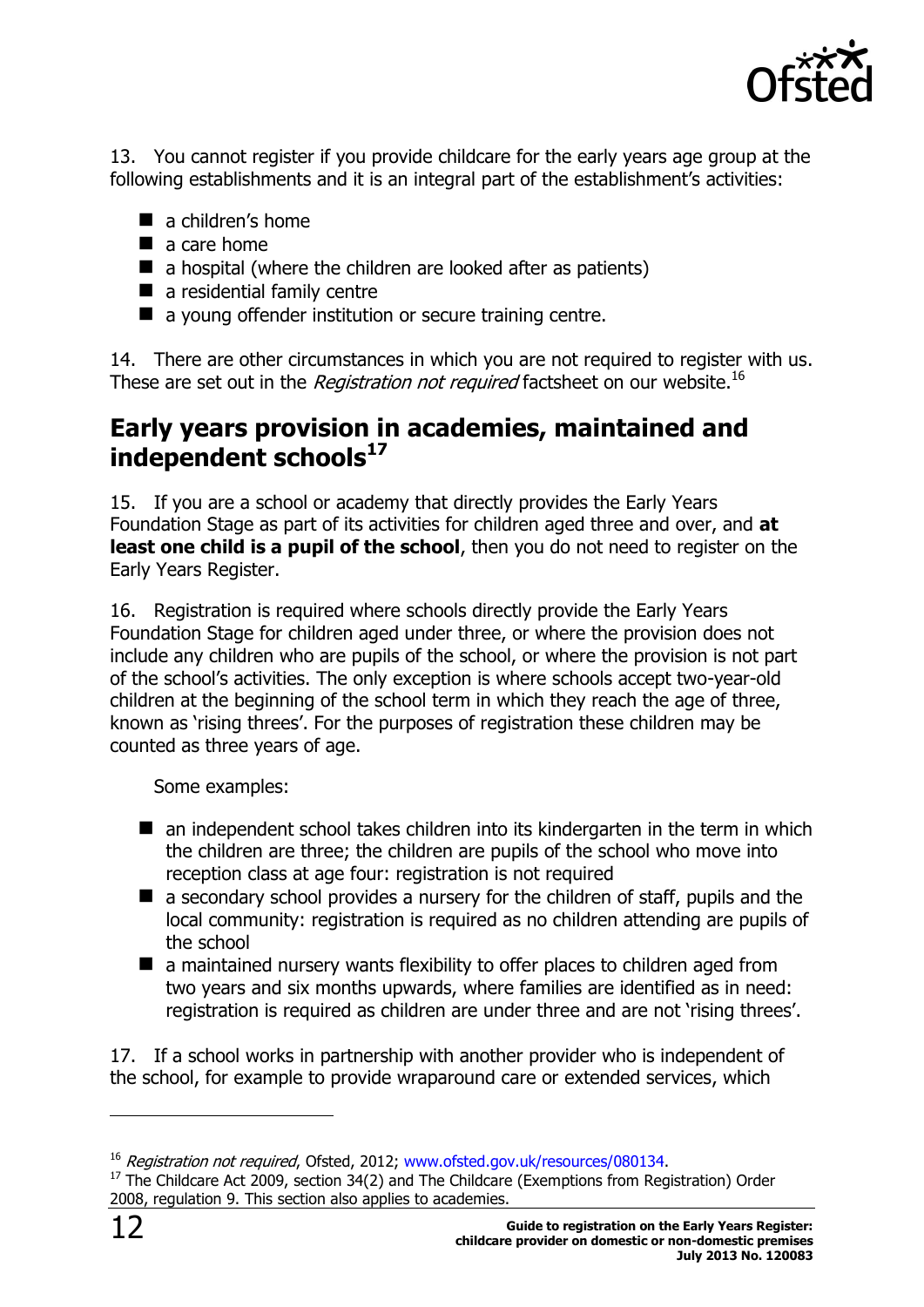13. You cannot register if you provide childcare for the early years age group at the following establishments and it is an integral part of the establishment's activities:

- a children's home
- a care home
- a hospital (where the children are looked after as patients)
- a residential family centre
- a young offender institution or secure training centre.

14. There are other circumstances in which you are not required to register with us. These are set out in the *Registration not required* factsheet on our website.[16]

## Early years provision in academies, maintained and independent schools[17]

15. If you are a school or academy that directly provides the Early Years Foundation Stage as part of its activities for children aged three and over, and **at least one child is a pupil of the school**, then you do not need to register on the Early Years Register.

16. Registration is required where schools directly provide the Early Years Foundation Stage for children aged under three, or where the provision does not include any children who are pupils of the school, or where the provision is not part of the school's activities. The only exception is where schools accept two-year-old children at the beginning of the school term in which they reach the age of three, known as 'rising threes'. For the purposes of registration these children may be counted as three years of age.

Some examples:

- an independent school takes children into its kindergarten in the term in which the children are three; the children are pupils of the school who move into reception class at age four: registration is not required
- a secondary school provides a nursery for the children of staff, pupils and the local community: registration is required as no children attending are pupils of the school
- a maintained nursery wants flexibility to offer places to children aged from two years and six months upwards, where families are identified as in need: registration is required as children are under three and are not 'rising threes'.

17. If a school works in partnership with another provider who is independent of the school, for example to provide wraparound care or extended services, which

---

[16] *Registration not required*, Ofsted, 2012; www.ofsted.gov.uk/resources/080134.

[17] The Childcare Act 2009, section 34(2) and The Childcare (Exemptions from Registration) Order 2008, regulation 9. This section also applies to academies.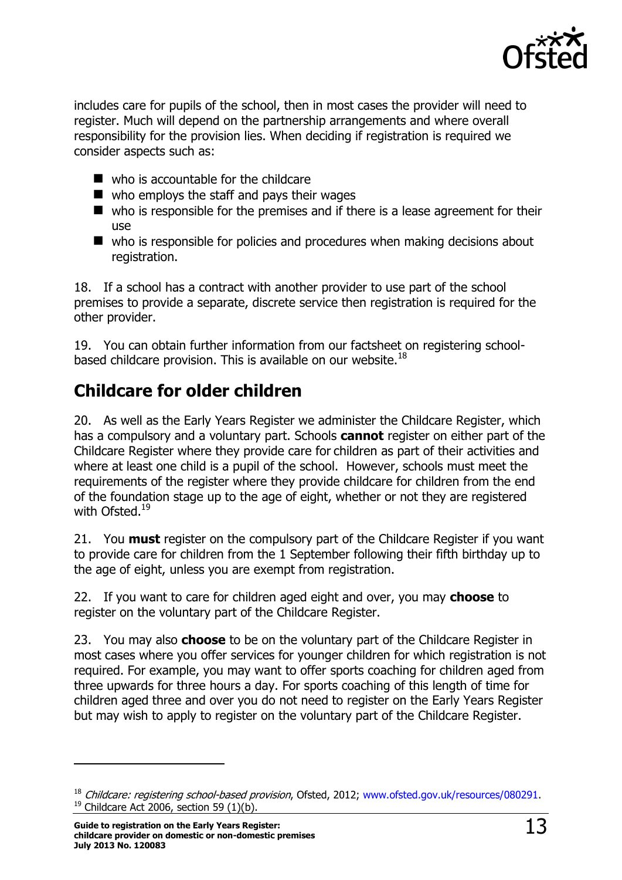includes care for pupils of the school, then in most cases the provider will need to register. Much will depend on the partnership arrangements and where overall responsibility for the provision lies. When deciding if registration is required we consider aspects such as:

- who is accountable for the childcare
- who employs the staff and pays their wages
- who is responsible for the premises and if there is a lease agreement for their use
- who is responsible for policies and procedures when making decisions about registration.

18. If a school has a contract with another provider to use part of the school premises to provide a separate, discrete service then registration is required for the other provider.

19. You can obtain further information from our factsheet on registering school-based childcare provision. This is available on our website.[18]

## Childcare for older children

20. As well as the Early Years Register we administer the Childcare Register, which has a compulsory and a voluntary part. Schools **cannot** register on either part of the Childcare Register where they provide care for children as part of their activities and where at least one child is a pupil of the school. However, schools must meet the requirements of the register where they provide childcare for children from the end of the foundation stage up to the age of eight, whether or not they are registered with Ofsted.[19]

21. You **must** register on the compulsory part of the Childcare Register if you want to provide care for children from the 1 September following their fifth birthday up to the age of eight, unless you are exempt from registration.

22. If you want to care for children aged eight and over, you may **choose** to register on the voluntary part of the Childcare Register.

23. You may also **choose** to be on the voluntary part of the Childcare Register in most cases where you offer services for younger children for which registration is not required. For example, you may want to offer sports coaching for children aged from three upwards for three hours a day. For sports coaching of this length of time for children aged three and over you do not need to register on the Early Years Register but may wish to apply to register on the voluntary part of the Childcare Register.

---

[18] *Childcare: registering school-based provision*, Ofsted, 2012; www.ofsted.gov.uk/resources/080291.
[19] Childcare Act 2006, section 59 (1)(b).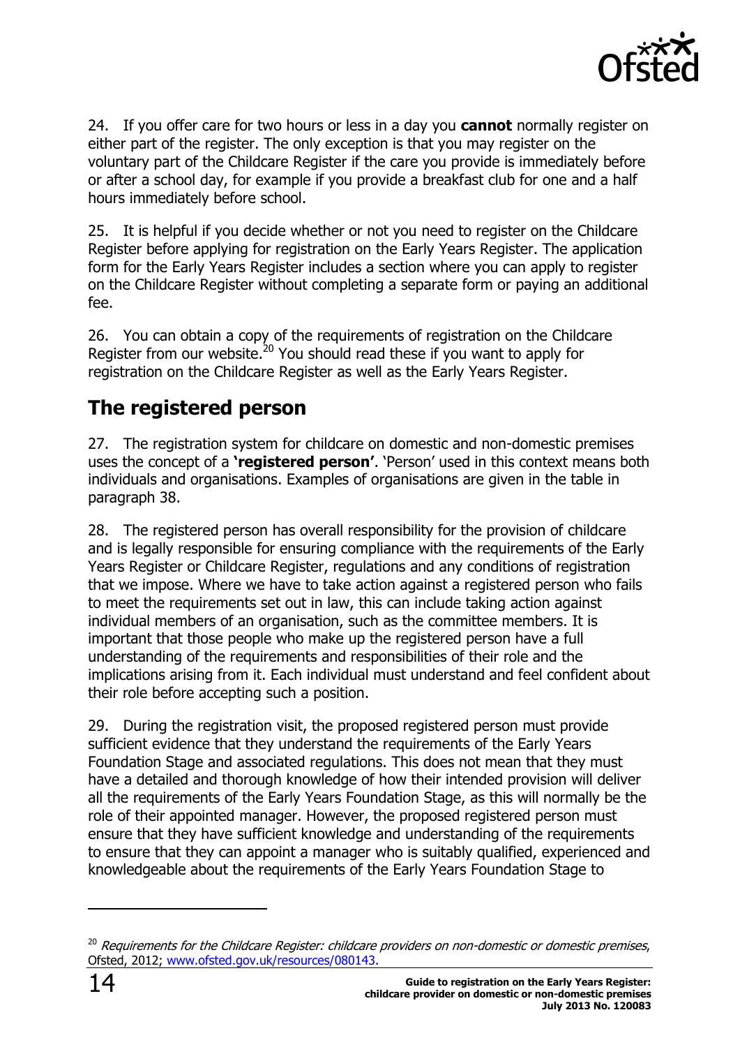24. If you offer care for two hours or less in a day you **cannot** normally register on either part of the register. The only exception is that you may register on the voluntary part of the Childcare Register if the care you provide is immediately before or after a school day, for example if you provide a breakfast club for one and a half hours immediately before school.

25. It is helpful if you decide whether or not you need to register on the Childcare Register before applying for registration on the Early Years Register. The application form for the Early Years Register includes a section where you can apply to register on the Childcare Register without completing a separate form or paying an additional fee.

26. You can obtain a copy of the requirements of registration on the Childcare Register from our website.[20] You should read these if you want to apply for registration on the Childcare Register as well as the Early Years Register.

## The registered person

27. The registration system for childcare on domestic and non-domestic premises uses the concept of a **'registered person'**. 'Person' used in this context means both individuals and organisations. Examples of organisations are given in the table in paragraph 38.

28. The registered person has overall responsibility for the provision of childcare and is legally responsible for ensuring compliance with the requirements of the Early Years Register or Childcare Register, regulations and any conditions of registration that we impose. Where we have to take action against a registered person who fails to meet the requirements set out in law, this can include taking action against individual members of an organisation, such as the committee members. It is important that those people who make up the registered person have a full understanding of the requirements and responsibilities of their role and the implications arising from it. Each individual must understand and feel confident about their role before accepting such a position.

29. During the registration visit, the proposed registered person must provide sufficient evidence that they understand the requirements of the Early Years Foundation Stage and associated regulations. This does not mean that they must have a detailed and thorough knowledge of how their intended provision will deliver all the requirements of the Early Years Foundation Stage, as this will normally be the role of their appointed manager. However, the proposed registered person must ensure that they have sufficient knowledge and understanding of the requirements to ensure that they can appoint a manager who is suitably qualified, experienced and knowledgeable about the requirements of the Early Years Foundation Stage to

---

[20] *Requirements for the Childcare Register: childcare providers on non-domestic or domestic premises*, Ofsted, 2012; www.ofsted.gov.uk/resources/080143.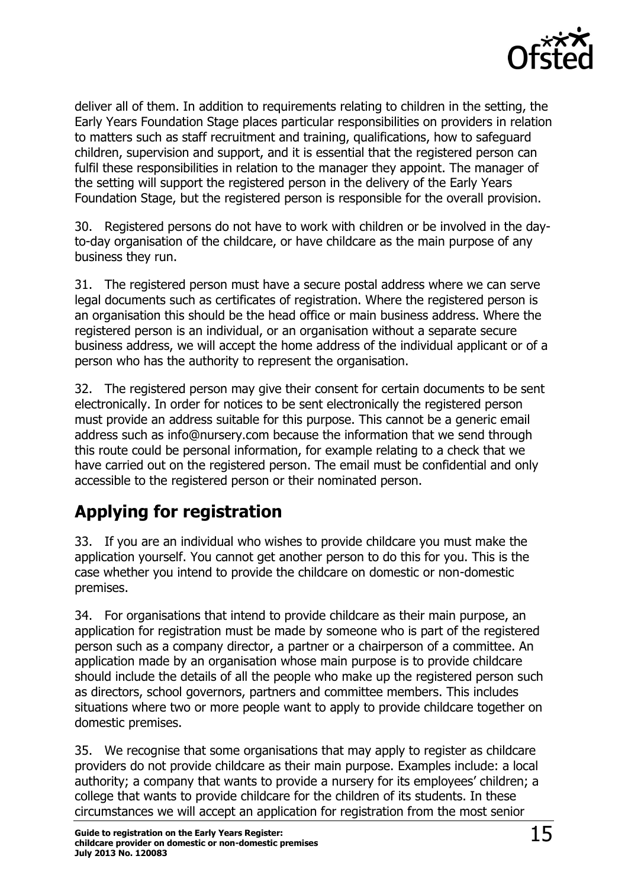deliver all of them. In addition to requirements relating to children in the setting, the Early Years Foundation Stage places particular responsibilities on providers in relation to matters such as staff recruitment and training, qualifications, how to safeguard children, supervision and support, and it is essential that the registered person can fulfil these responsibilities in relation to the manager they appoint. The manager of the setting will support the registered person in the delivery of the Early Years Foundation Stage, but the registered person is responsible for the overall provision.

30. Registered persons do not have to work with children or be involved in the day-to-day organisation of the childcare, or have childcare as the main purpose of any business they run.

31. The registered person must have a secure postal address where we can serve legal documents such as certificates of registration. Where the registered person is an organisation this should be the head office or main business address. Where the registered person is an individual, or an organisation without a separate secure business address, we will accept the home address of the individual applicant or of a person who has the authority to represent the organisation.

32. The registered person may give their consent for certain documents to be sent electronically. In order for notices to be sent electronically the registered person must provide an address suitable for this purpose. This cannot be a generic email address such as info@nursery.com because the information that we send through this route could be personal information, for example relating to a check that we have carried out on the registered person. The email must be confidential and only accessible to the registered person or their nominated person.

## Applying for registration

33. If you are an individual who wishes to provide childcare you must make the application yourself. You cannot get another person to do this for you. This is the case whether you intend to provide the childcare on domestic or non-domestic premises.

34. For organisations that intend to provide childcare as their main purpose, an application for registration must be made by someone who is part of the registered person such as a company director, a partner or a chairperson of a committee. An application made by an organisation whose main purpose is to provide childcare should include the details of all the people who make up the registered person such as directors, school governors, partners and committee members. This includes situations where two or more people want to apply to provide childcare together on domestic premises.

35. We recognise that some organisations that may apply to register as childcare providers do not provide childcare as their main purpose. Examples include: a local authority; a company that wants to provide a nursery for its employees' children; a college that wants to provide childcare for the children of its students. In these circumstances we will accept an application for registration from the most senior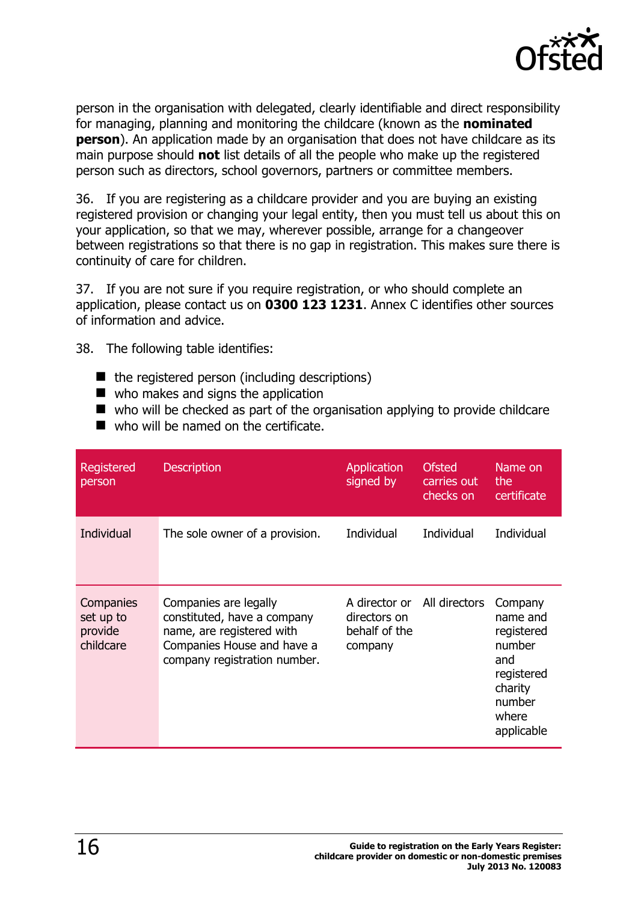person in the organisation with delegated, clearly identifiable and direct responsibility for managing, planning and monitoring the childcare (known as the **nominated person**). An application made by an organisation that does not have childcare as its main purpose should **not** list details of all the people who make up the registered person such as directors, school governors, partners or committee members.

36. If you are registering as a childcare provider and you are buying an existing registered provision or changing your legal entity, then you must tell us about this on your application, so that we may, wherever possible, arrange for a changeover between registrations so that there is no gap in registration. This makes sure there is continuity of care for children.

37. If you are not sure if you require registration, or who should complete an application, please contact us on **0300 123 1231**. Annex C identifies other sources of information and advice.

38. The following table identifies:

- the registered person (including descriptions)
- who makes and signs the application
- who will be checked as part of the organisation applying to provide childcare
- who will be named on the certificate.

| Registered person | Description | Application signed by | Ofsted carries out checks on | Name on the certificate |
|---|---|---|---|---|
| Individual | The sole owner of a provision. | Individual | Individual | Individual |
| Companies set up to provide childcare | Companies are legally constituted, have a company name, are registered with Companies House and have a company registration number. | A director or directors on behalf of the company | All directors | Company name and registered number and registered charity number where applicable |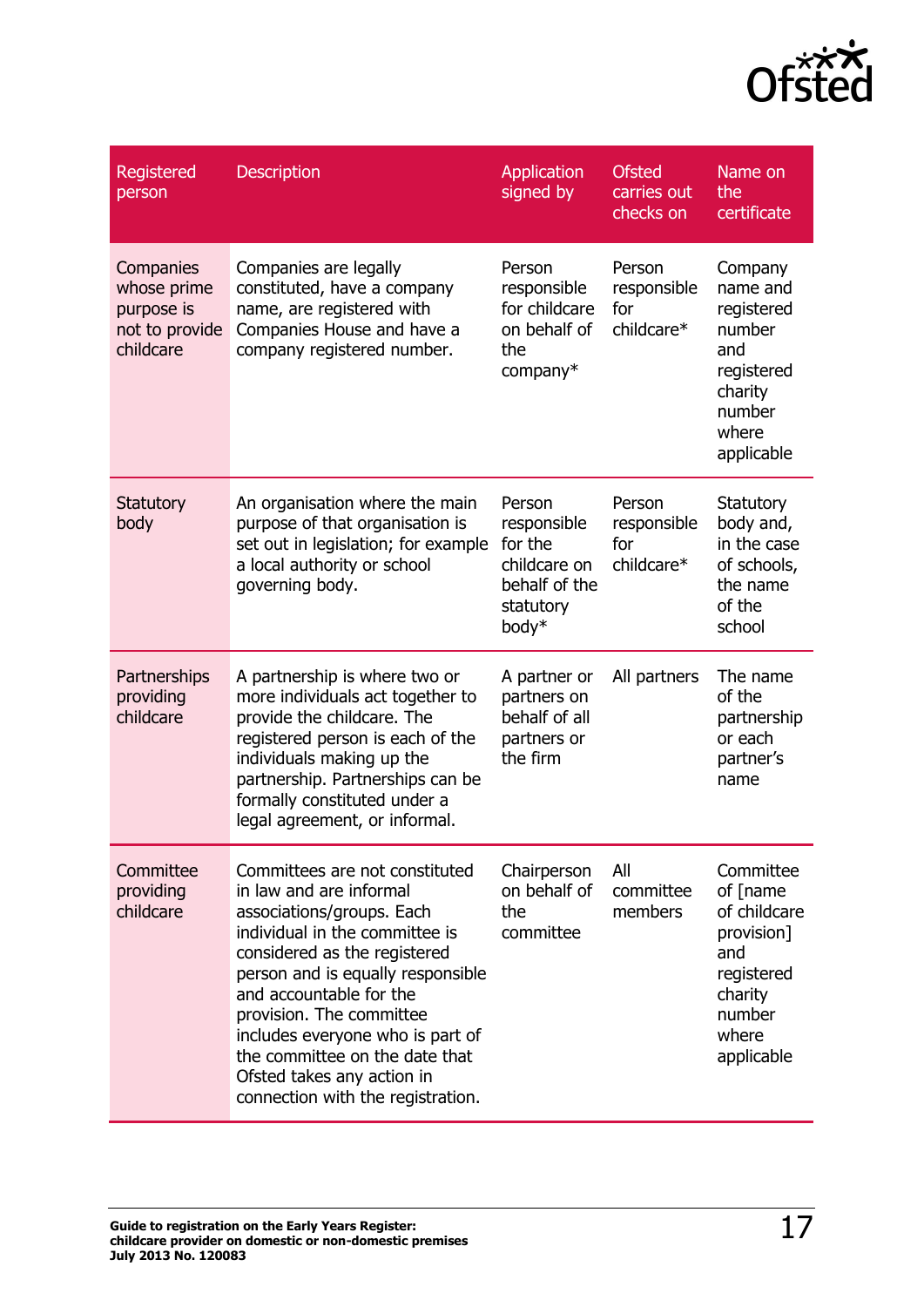| Registered person | Description | Application signed by | Ofsted carries out checks on | Name on the certificate |
|---|---|---|---|---|
| Companies whose prime purpose is not to provide childcare | Companies are legally constituted, have a company name, are registered with Companies House and have a company registered number. | Person responsible for childcare on behalf of the company* | Person responsible for childcare* | Company name and registered number and registered charity number where applicable |
| Statutory body | An organisation where the main purpose of that organisation is set out in legislation; for example a local authority or school governing body. | Person responsible for the childcare on behalf of the statutory body* | Person responsible for childcare* | Statutory body and, in the case of schools, the name of the school |
| Partnerships providing childcare | A partnership is where two or more individuals act together to provide the childcare. The registered person is each of the individuals making up the partnership. Partnerships can be formally constituted under a legal agreement, or informal. | A partner or partners on behalf of all partners or the firm | All partners | The name of the partnership or each partner's name |
| Committee providing childcare | Committees are not constituted in law and are informal associations/groups. Each individual in the committee is considered as the registered person and is equally responsible and accountable for the provision. The committee includes everyone who is part of the committee on the date that Ofsted takes any action in connection with the registration. | Chairperson on behalf of the committee | All committee members | Committee of [name of childcare provision] and registered charity number where applicable |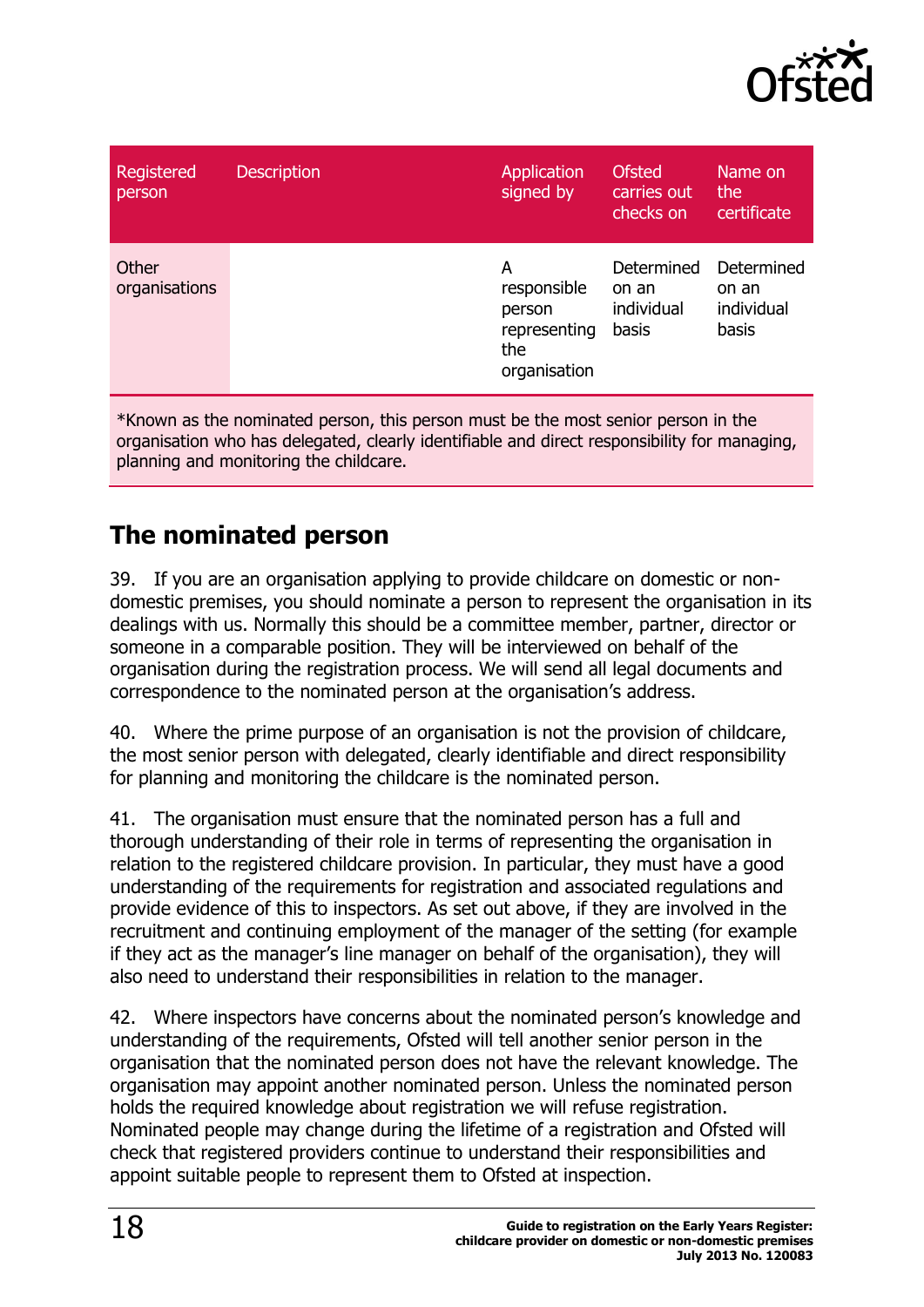| Registered person | Description | Application signed by | Ofsted carries out checks on | Name on the certificate |
| --- | --- | --- | --- | --- |
| Other organisations | | A responsible person representing the organisation | Determined on an individual basis | Determined on an individual basis |

*Known as the nominated person, this person must be the most senior person in the organisation who has delegated, clearly identifiable and direct responsibility for managing, planning and monitoring the childcare.

## The nominated person

39. If you are an organisation applying to provide childcare on domestic or non-domestic premises, you should nominate a person to represent the organisation in its dealings with us. Normally this should be a committee member, partner, director or someone in a comparable position. They will be interviewed on behalf of the organisation during the registration process. We will send all legal documents and correspondence to the nominated person at the organisation's address.

40. Where the prime purpose of an organisation is not the provision of childcare, the most senior person with delegated, clearly identifiable and direct responsibility for planning and monitoring the childcare is the nominated person.

41. The organisation must ensure that the nominated person has a full and thorough understanding of their role in terms of representing the organisation in relation to the registered childcare provision. In particular, they must have a good understanding of the requirements for registration and associated regulations and provide evidence of this to inspectors. As set out above, if they are involved in the recruitment and continuing employment of the manager of the setting (for example if they act as the manager's line manager on behalf of the organisation), they will also need to understand their responsibilities in relation to the manager.

42. Where inspectors have concerns about the nominated person's knowledge and understanding of the requirements, Ofsted will tell another senior person in the organisation that the nominated person does not have the relevant knowledge. The organisation may appoint another nominated person. Unless the nominated person holds the required knowledge about registration we will refuse registration. Nominated people may change during the lifetime of a registration and Ofsted will check that registered providers continue to understand their responsibilities and appoint suitable people to represent them to Ofsted at inspection.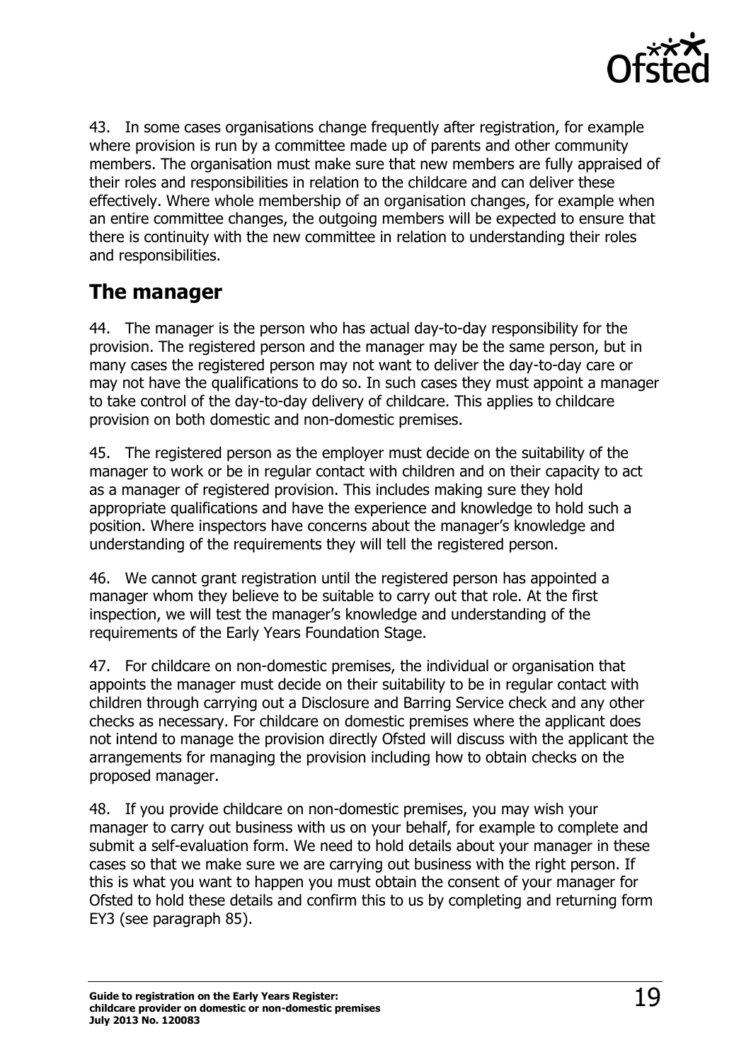43. In some cases organisations change frequently after registration, for example where provision is run by a committee made up of parents and other community members. The organisation must make sure that new members are fully appraised of their roles and responsibilities in relation to the childcare and can deliver these effectively. Where whole membership of an organisation changes, for example when an entire committee changes, the outgoing members will be expected to ensure that there is continuity with the new committee in relation to understanding their roles and responsibilities.

## The manager

44. The manager is the person who has actual day-to-day responsibility for the provision. The registered person and the manager may be the same person, but in many cases the registered person may not want to deliver the day-to-day care or may not have the qualifications to do so. In such cases they must appoint a manager to take control of the day-to-day delivery of childcare. This applies to childcare provision on both domestic and non-domestic premises.

45. The registered person as the employer must decide on the suitability of the manager to work or be in regular contact with children and on their capacity to act as a manager of registered provision. This includes making sure they hold appropriate qualifications and have the experience and knowledge to hold such a position. Where inspectors have concerns about the manager's knowledge and understanding of the requirements they will tell the registered person.

46. We cannot grant registration until the registered person has appointed a manager whom they believe to be suitable to carry out that role. At the first inspection, we will test the manager's knowledge and understanding of the requirements of the Early Years Foundation Stage.

47. For childcare on non-domestic premises, the individual or organisation that appoints the manager must decide on their suitability to be in regular contact with children through carrying out a Disclosure and Barring Service check and any other checks as necessary. For childcare on domestic premises where the applicant does not intend to manage the provision directly Ofsted will discuss with the applicant the arrangements for managing the provision including how to obtain checks on the proposed manager.

48. If you provide childcare on non-domestic premises, you may wish your manager to carry out business with us on your behalf, for example to complete and submit a self-evaluation form. We need to hold details about your manager in these cases so that we make sure we are carrying out business with the right person. If this is what you want to happen you must obtain the consent of your manager for Ofsted to hold these details and confirm this to us by completing and returning form EY3 (see paragraph 85).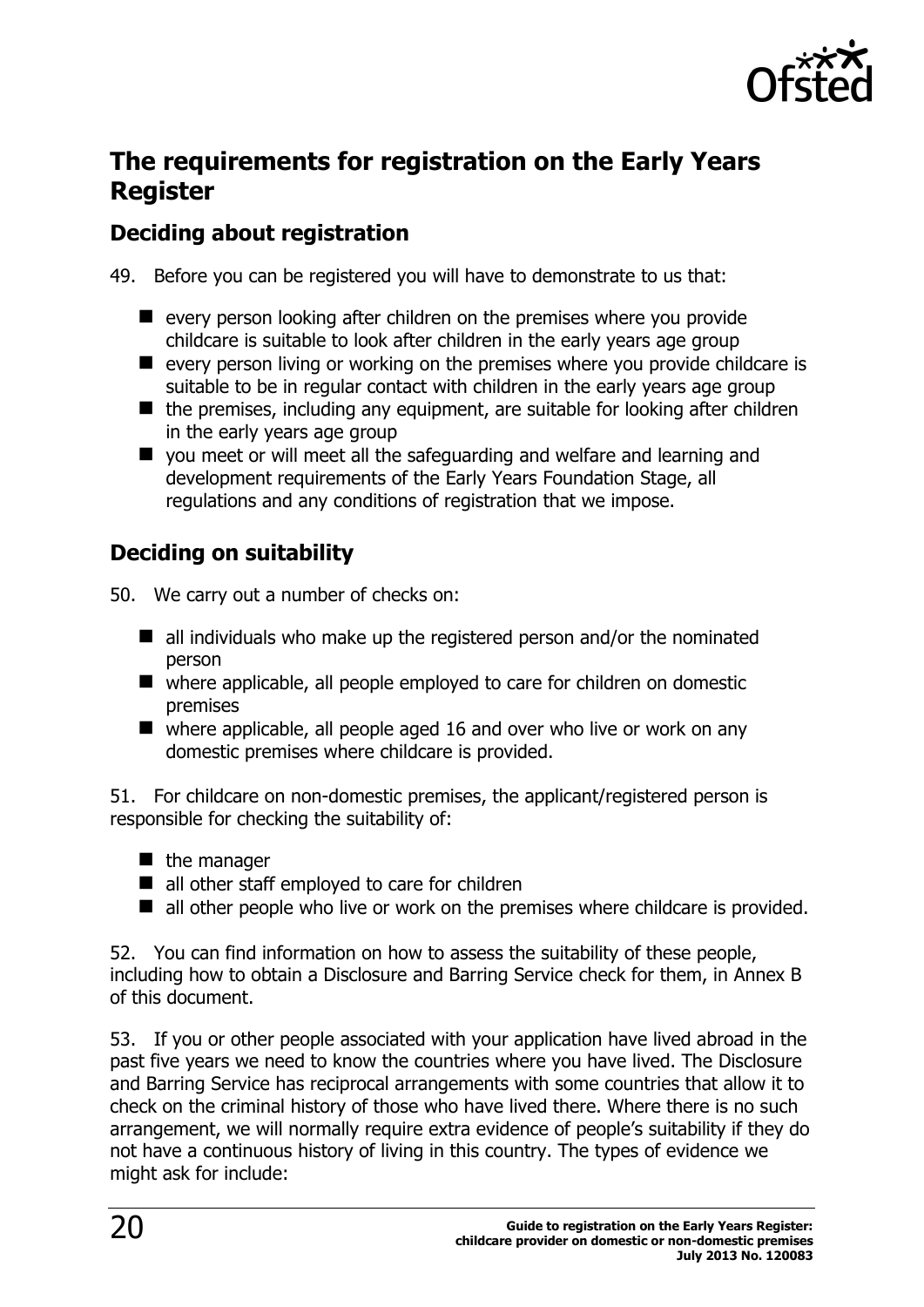## The requirements for registration on the Early Years Register

### Deciding about registration

49. Before you can be registered you will have to demonstrate to us that:

- every person looking after children on the premises where you provide childcare is suitable to look after children in the early years age group
- every person living or working on the premises where you provide childcare is suitable to be in regular contact with children in the early years age group
- the premises, including any equipment, are suitable for looking after children in the early years age group
- you meet or will meet all the safeguarding and welfare and learning and development requirements of the Early Years Foundation Stage, all regulations and any conditions of registration that we impose.

### Deciding on suitability

50. We carry out a number of checks on:

- all individuals who make up the registered person and/or the nominated person
- where applicable, all people employed to care for children on domestic premises
- where applicable, all people aged 16 and over who live or work on any domestic premises where childcare is provided.

51. For childcare on non-domestic premises, the applicant/registered person is responsible for checking the suitability of:

- the manager
- all other staff employed to care for children
- all other people who live or work on the premises where childcare is provided.

52. You can find information on how to assess the suitability of these people, including how to obtain a Disclosure and Barring Service check for them, in Annex B of this document.

53. If you or other people associated with your application have lived abroad in the past five years we need to know the countries where you have lived. The Disclosure and Barring Service has reciprocal arrangements with some countries that allow it to check on the criminal history of those who have lived there. Where there is no such arrangement, we will normally require extra evidence of people's suitability if they do not have a continuous history of living in this country. The types of evidence we might ask for include: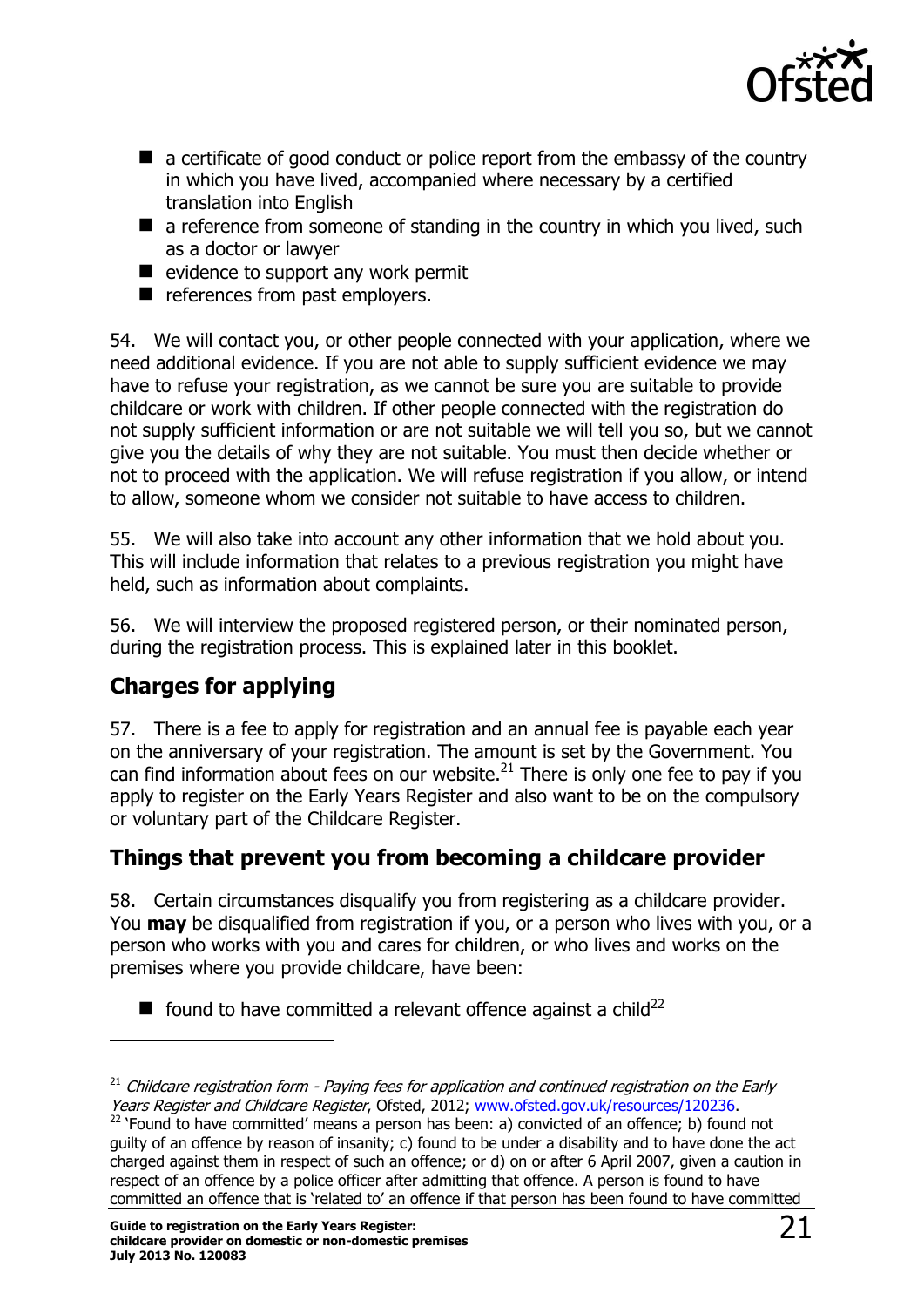- a certificate of good conduct or police report from the embassy of the country in which you have lived, accompanied where necessary by a certified translation into English
- a reference from someone of standing in the country in which you lived, such as a doctor or lawyer
- evidence to support any work permit
- references from past employers.

54. We will contact you, or other people connected with your application, where we need additional evidence. If you are not able to supply sufficient evidence we may have to refuse your registration, as we cannot be sure you are suitable to provide childcare or work with children. If other people connected with the registration do not supply sufficient information or are not suitable we will tell you so, but we cannot give you the details of why they are not suitable. You must then decide whether or not to proceed with the application. We will refuse registration if you allow, or intend to allow, someone whom we consider not suitable to have access to children.

55. We will also take into account any other information that we hold about you. This will include information that relates to a previous registration you might have held, such as information about complaints.

56. We will interview the proposed registered person, or their nominated person, during the registration process. This is explained later in this booklet.

## Charges for applying

57. There is a fee to apply for registration and an annual fee is payable each year on the anniversary of your registration. The amount is set by the Government. You can find information about fees on our website.[21] There is only one fee to pay if you apply to register on the Early Years Register and also want to be on the compulsory or voluntary part of the Childcare Register.

## Things that prevent you from becoming a childcare provider

58. Certain circumstances disqualify you from registering as a childcare provider. You **may** be disqualified from registration if you, or a person who lives with you, or a person who works with you and cares for children, or who lives and works on the premises where you provide childcare, have been:

- found to have committed a relevant offence against a child[22]

---

[21] *Childcare registration form - Paying fees for application and continued registration on the Early Years Register and Childcare Register*, Ofsted, 2012; www.ofsted.gov.uk/resources/120236.

[22] 'Found to have committed' means a person has been: a) convicted of an offence; b) found not guilty of an offence by reason of insanity; c) found to be under a disability and to have done the act charged against them in respect of such an offence; or d) on or after 6 April 2007, given a caution in respect of an offence by a police officer after admitting that offence. A person is found to have committed an offence that is 'related to' an offence if that person has been found to have committed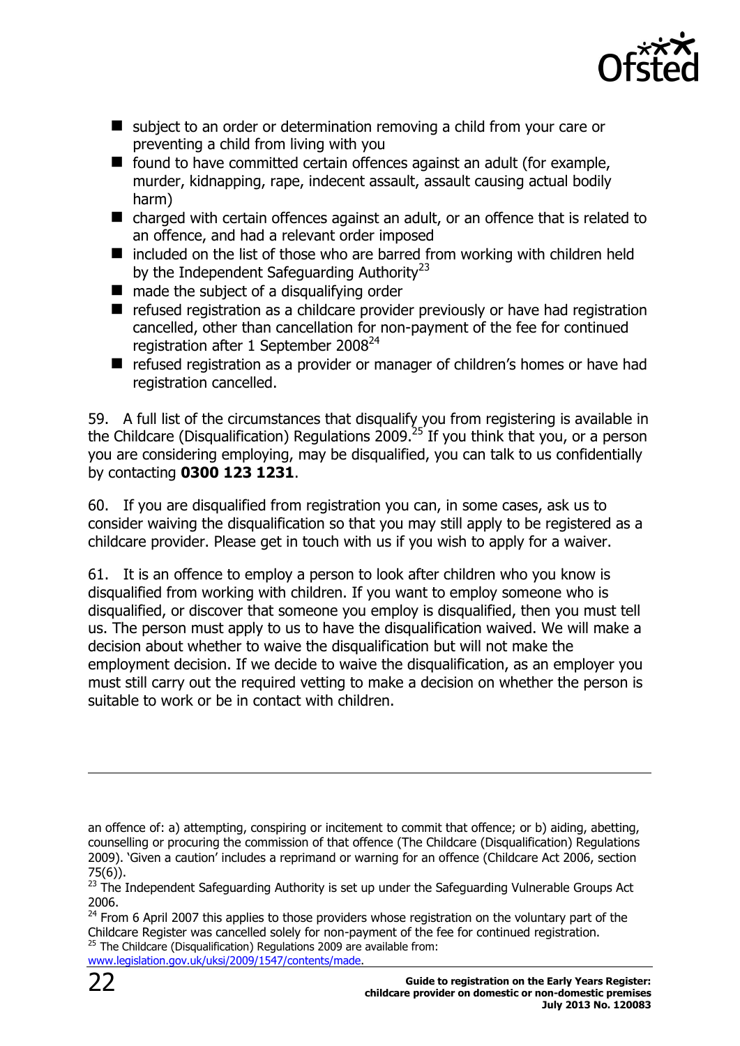- subject to an order or determination removing a child from your care or preventing a child from living with you
- found to have committed certain offences against an adult (for example, murder, kidnapping, rape, indecent assault, assault causing actual bodily harm)
- charged with certain offences against an adult, or an offence that is related to an offence, and had a relevant order imposed
- included on the list of those who are barred from working with children held by the Independent Safeguarding Authority[23]
- made the subject of a disqualifying order
- refused registration as a childcare provider previously or have had registration cancelled, other than cancellation for non-payment of the fee for continued registration after 1 September 2008[24]
- refused registration as a provider or manager of children's homes or have had registration cancelled.

59. A full list of the circumstances that disqualify you from registering is available in the Childcare (Disqualification) Regulations 2009.[25] If you think that you, or a person you are considering employing, may be disqualified, you can talk to us confidentially by contacting **0300 123 1231**.

60. If you are disqualified from registration you can, in some cases, ask us to consider waiving the disqualification so that you may still apply to be registered as a childcare provider. Please get in touch with us if you wish to apply for a waiver.

61. It is an offence to employ a person to look after children who you know is disqualified from working with children. If you want to employ someone who is disqualified, or discover that someone you employ is disqualified, then you must tell us. The person must apply to us to have the disqualification waived. We will make a decision about whether to waive the disqualification but will not make the employment decision. If we decide to waive the disqualification, as an employer you must still carry out the required vetting to make a decision on whether the person is suitable to work or be in contact with children.

---

an offence of: a) attempting, conspiring or incitement to commit that offence; or b) aiding, abetting, counselling or procuring the commission of that offence (The Childcare (Disqualification) Regulations 2009). 'Given a caution' includes a reprimand or warning for an offence (Childcare Act 2006, section 75(6)).

[23] The Independent Safeguarding Authority is set up under the Safeguarding Vulnerable Groups Act 2006.

[24] From 6 April 2007 this applies to those providers whose registration on the voluntary part of the Childcare Register was cancelled solely for non-payment of the fee for continued registration.

[25] The Childcare (Disqualification) Regulations 2009 are available from: www.legislation.gov.uk/uksi/2009/1547/contents/made.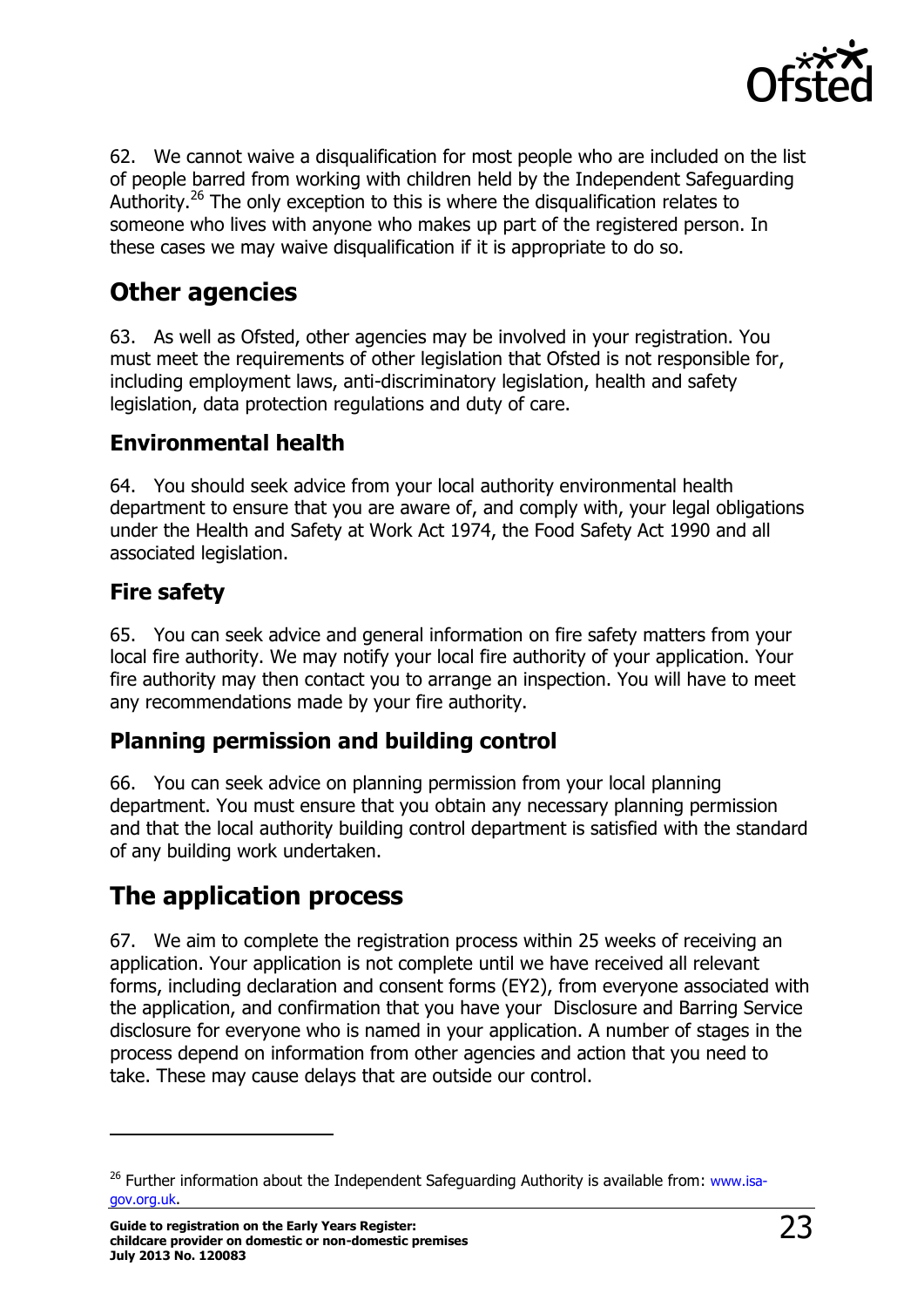62. We cannot waive a disqualification for most people who are included on the list of people barred from working with children held by the Independent Safeguarding Authority.[26] The only exception to this is where the disqualification relates to someone who lives with anyone who makes up part of the registered person. In these cases we may waive disqualification if it is appropriate to do so.

## Other agencies

63. As well as Ofsted, other agencies may be involved in your registration. You must meet the requirements of other legislation that Ofsted is not responsible for, including employment laws, anti-discriminatory legislation, health and safety legislation, data protection regulations and duty of care.

### Environmental health

64. You should seek advice from your local authority environmental health department to ensure that you are aware of, and comply with, your legal obligations under the Health and Safety at Work Act 1974, the Food Safety Act 1990 and all associated legislation.

### Fire safety

65. You can seek advice and general information on fire safety matters from your local fire authority. We may notify your local fire authority of your application. Your fire authority may then contact you to arrange an inspection. You will have to meet any recommendations made by your fire authority.

### Planning permission and building control

66. You can seek advice on planning permission from your local planning department. You must ensure that you obtain any necessary planning permission and that the local authority building control department is satisfied with the standard of any building work undertaken.

## The application process

67. We aim to complete the registration process within 25 weeks of receiving an application. Your application is not complete until we have received all relevant forms, including declaration and consent forms (EY2), from everyone associated with the application, and confirmation that you have your Disclosure and Barring Service disclosure for everyone who is named in your application. A number of stages in the process depend on information from other agencies and action that you need to take. These may cause delays that are outside our control.

---

[26] Further information about the Independent Safeguarding Authority is available from: www.isa-gov.org.uk.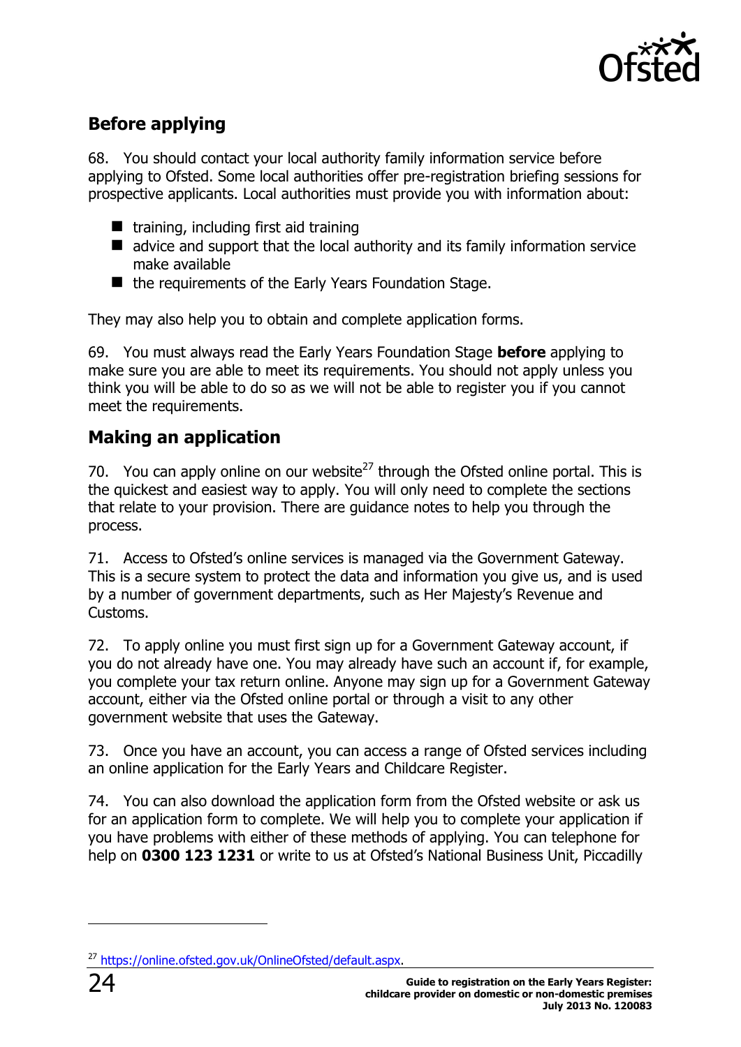## Before applying

68. You should contact your local authority family information service before applying to Ofsted. Some local authorities offer pre-registration briefing sessions for prospective applicants. Local authorities must provide you with information about:

- training, including first aid training
- advice and support that the local authority and its family information service make available
- the requirements of the Early Years Foundation Stage.

They may also help you to obtain and complete application forms.

69. You must always read the Early Years Foundation Stage **before** applying to make sure you are able to meet its requirements. You should not apply unless you think you will be able to do so as we will not be able to register you if you cannot meet the requirements.

## Making an application

70. You can apply online on our website[27] through the Ofsted online portal. This is the quickest and easiest way to apply. You will only need to complete the sections that relate to your provision. There are guidance notes to help you through the process.

71. Access to Ofsted's online services is managed via the Government Gateway. This is a secure system to protect the data and information you give us, and is used by a number of government departments, such as Her Majesty's Revenue and Customs.

72. To apply online you must first sign up for a Government Gateway account, if you do not already have one. You may already have such an account if, for example, you complete your tax return online. Anyone may sign up for a Government Gateway account, either via the Ofsted online portal or through a visit to any other government website that uses the Gateway.

73. Once you have an account, you can access a range of Ofsted services including an online application for the Early Years and Childcare Register.

74. You can also download the application form from the Ofsted website or ask us for an application form to complete. We will help you to complete your application if you have problems with either of these methods of applying. You can telephone for help on **0300 123 1231** or write to us at Ofsted's National Business Unit, Piccadilly

---

[27] https://online.ofsted.gov.uk/OnlineOfsted/default.aspx.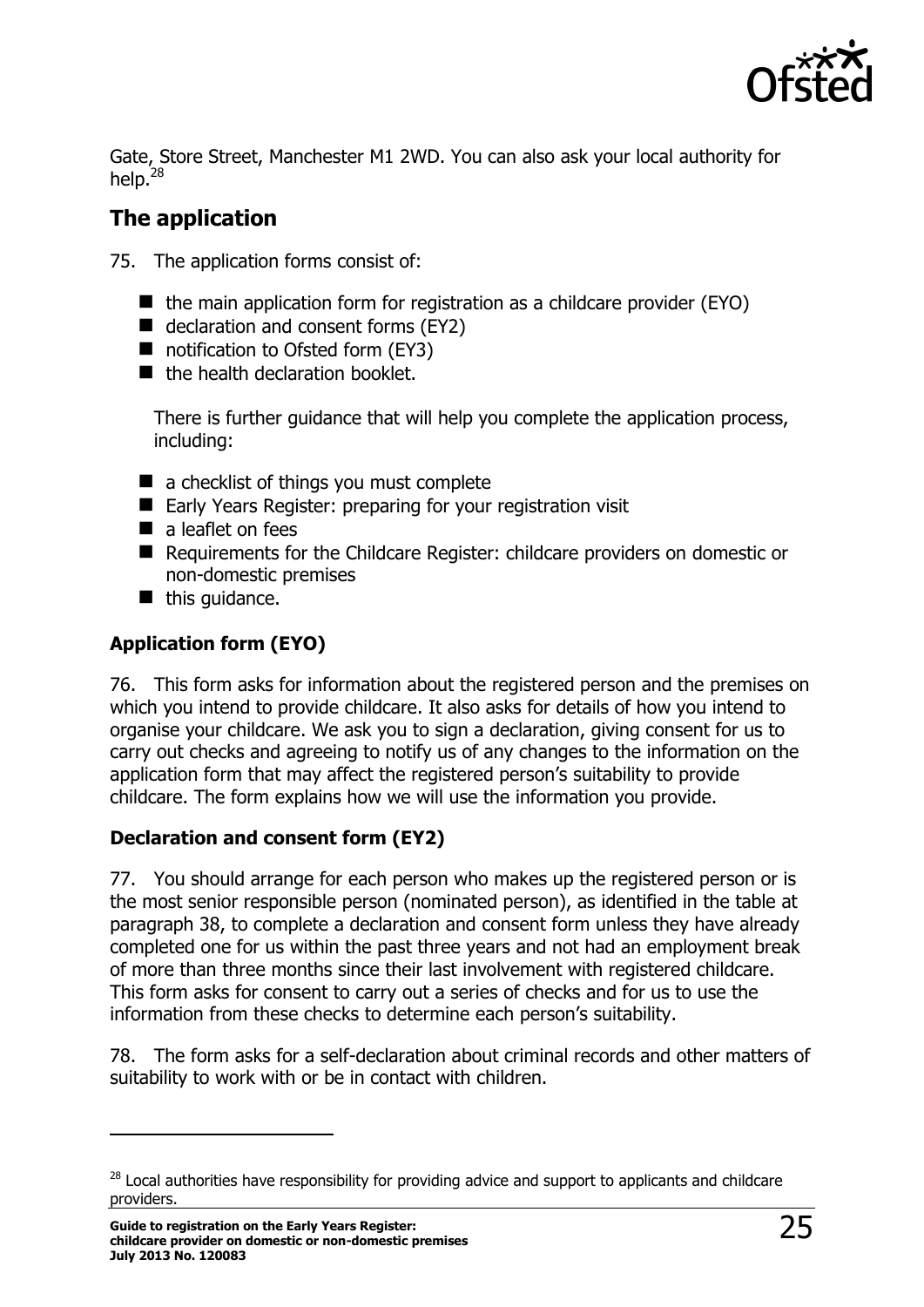Gate, Store Street, Manchester M1 2WD. You can also ask your local authority for help.[28]

## The application

75. The application forms consist of:

- the main application form for registration as a childcare provider (EYO)
- declaration and consent forms (EY2)
- notification to Ofsted form (EY3)
- the health declaration booklet.

There is further guidance that will help you complete the application process, including:

- a checklist of things you must complete
- Early Years Register: preparing for your registration visit
- a leaflet on fees
- Requirements for the Childcare Register: childcare providers on domestic or non-domestic premises
- this guidance.

### Application form (EYO)

76. This form asks for information about the registered person and the premises on which you intend to provide childcare. It also asks for details of how you intend to organise your childcare. We ask you to sign a declaration, giving consent for us to carry out checks and agreeing to notify us of any changes to the information on the application form that may affect the registered person's suitability to provide childcare. The form explains how we will use the information you provide.

### Declaration and consent form (EY2)

77. You should arrange for each person who makes up the registered person or is the most senior responsible person (nominated person), as identified in the table at paragraph 38, to complete a declaration and consent form unless they have already completed one for us within the past three years and not had an employment break of more than three months since their last involvement with registered childcare. This form asks for consent to carry out a series of checks and for us to use the information from these checks to determine each person's suitability.

78. The form asks for a self-declaration about criminal records and other matters of suitability to work with or be in contact with children.

---

[28] Local authorities have responsibility for providing advice and support to applicants and childcare providers.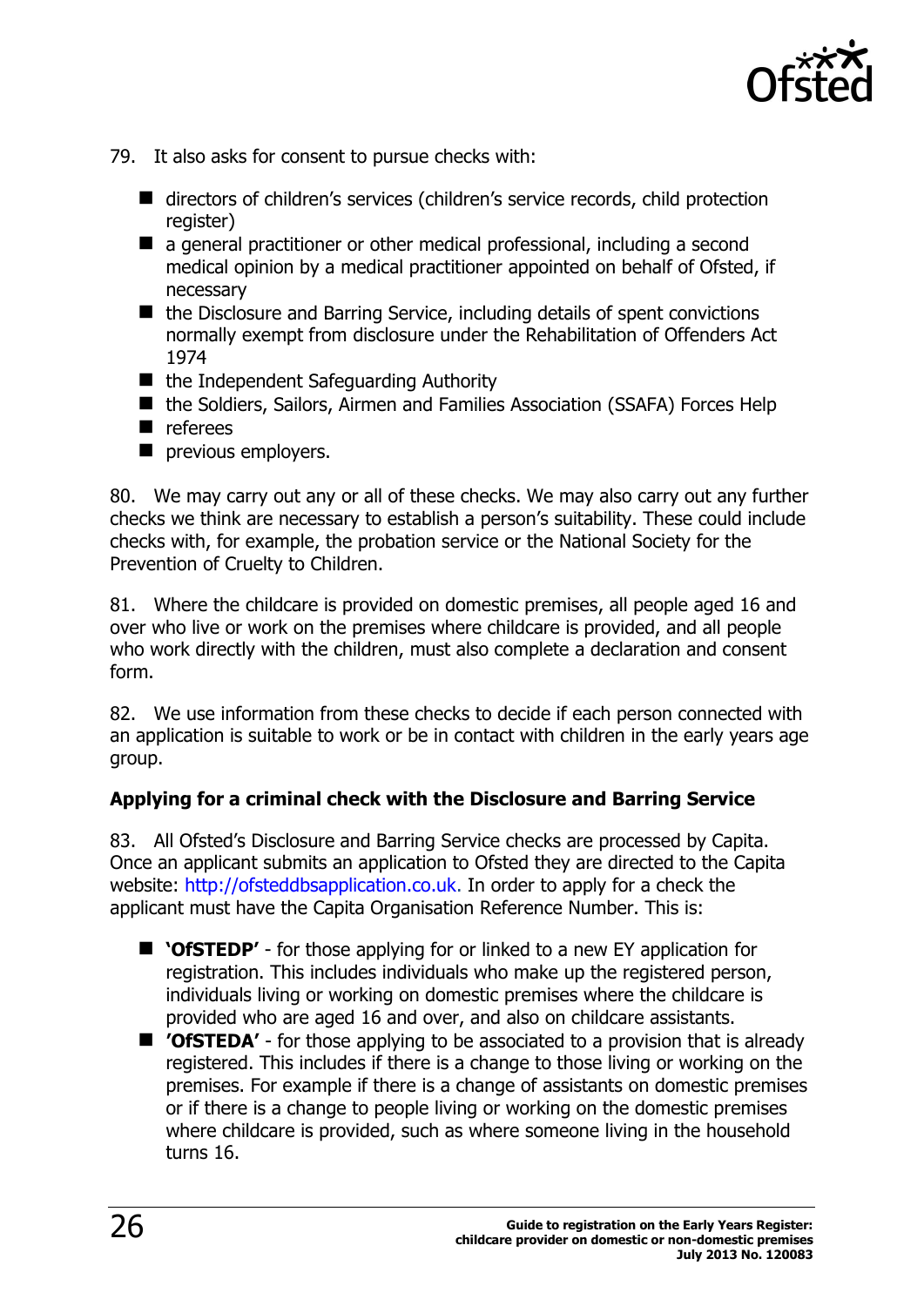79. It also asks for consent to pursue checks with:

- directors of children's services (children's service records, child protection register)
- a general practitioner or other medical professional, including a second medical opinion by a medical practitioner appointed on behalf of Ofsted, if necessary
- the Disclosure and Barring Service, including details of spent convictions normally exempt from disclosure under the Rehabilitation of Offenders Act 1974
- the Independent Safeguarding Authority
- the Soldiers, Sailors, Airmen and Families Association (SSAFA) Forces Help
- referees
- previous employers.

80. We may carry out any or all of these checks. We may also carry out any further checks we think are necessary to establish a person's suitability. These could include checks with, for example, the probation service or the National Society for the Prevention of Cruelty to Children.

81. Where the childcare is provided on domestic premises, all people aged 16 and over who live or work on the premises where childcare is provided, and all people who work directly with the children, must also complete a declaration and consent form.

82. We use information from these checks to decide if each person connected with an application is suitable to work or be in contact with children in the early years age group.

### Applying for a criminal check with the Disclosure and Barring Service

83. All Ofsted's Disclosure and Barring Service checks are processed by Capita. Once an applicant submits an application to Ofsted they are directed to the Capita website: http://ofsteddbsapplication.co.uk. In order to apply for a check the applicant must have the Capita Organisation Reference Number. This is:

- **'OfSTEDP'** - for those applying for or linked to a new EY application for registration. This includes individuals who make up the registered person, individuals living or working on domestic premises where the childcare is provided who are aged 16 and over, and also on childcare assistants.
- **'OfSTEDA'** - for those applying to be associated to a provision that is already registered. This includes if there is a change to those living or working on the premises. For example if there is a change of assistants on domestic premises or if there is a change to people living or working on the domestic premises where childcare is provided, such as where someone living in the household turns 16.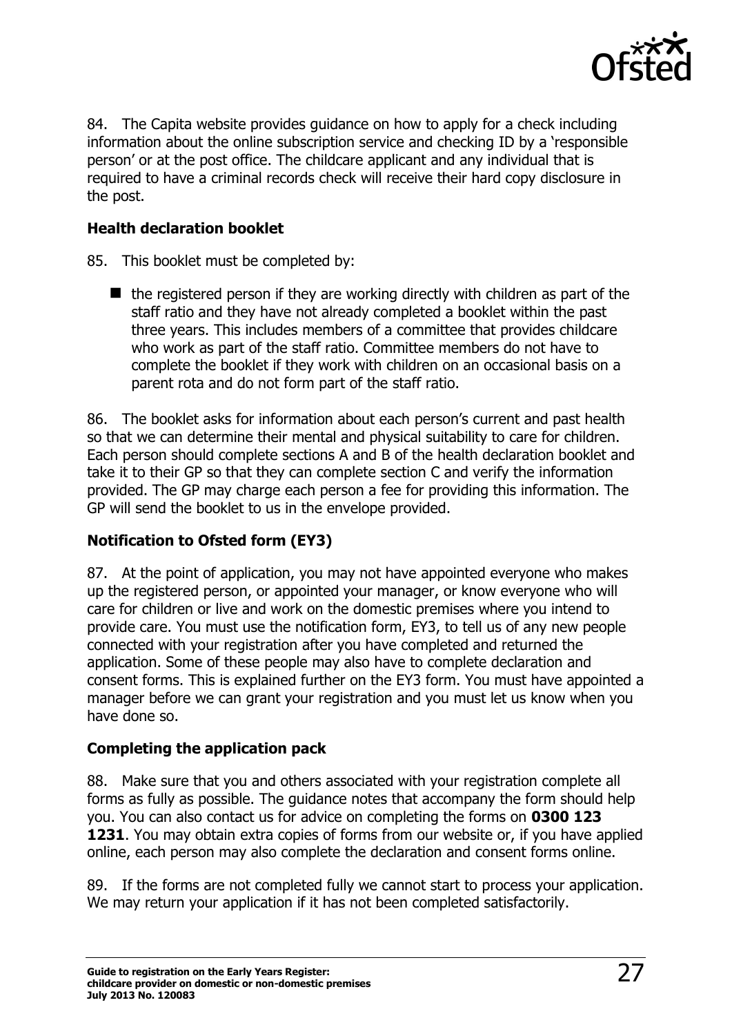84. The Capita website provides guidance on how to apply for a check including information about the online subscription service and checking ID by a 'responsible person' or at the post office. The childcare applicant and any individual that is required to have a criminal records check will receive their hard copy disclosure in the post.

**Health declaration booklet**

85. This booklet must be completed by:

- the registered person if they are working directly with children as part of the staff ratio and they have not already completed a booklet within the past three years. This includes members of a committee that provides childcare who work as part of the staff ratio. Committee members do not have to complete the booklet if they work with children on an occasional basis on a parent rota and do not form part of the staff ratio.

86. The booklet asks for information about each person's current and past health so that we can determine their mental and physical suitability to care for children. Each person should complete sections A and B of the health declaration booklet and take it to their GP so that they can complete section C and verify the information provided. The GP may charge each person a fee for providing this information. The GP will send the booklet to us in the envelope provided.

**Notification to Ofsted form (EY3)**

87. At the point of application, you may not have appointed everyone who makes up the registered person, or appointed your manager, or know everyone who will care for children or live and work on the domestic premises where you intend to provide care. You must use the notification form, EY3, to tell us of any new people connected with your registration after you have completed and returned the application. Some of these people may also have to complete declaration and consent forms. This is explained further on the EY3 form. You must have appointed a manager before we can grant your registration and you must let us know when you have done so.

**Completing the application pack**

88. Make sure that you and others associated with your registration complete all forms as fully as possible. The guidance notes that accompany the form should help you. You can also contact us for advice on completing the forms on **0300 123 1231**. You may obtain extra copies of forms from our website or, if you have applied online, each person may also complete the declaration and consent forms online.

89. If the forms are not completed fully we cannot start to process your application. We may return your application if it has not been completed satisfactorily.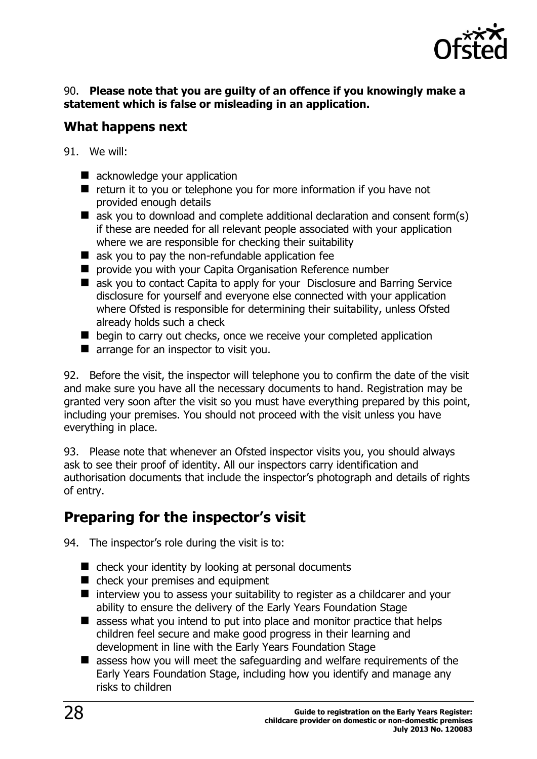90. **Please note that you are guilty of an offence if you knowingly make a statement which is false or misleading in an application.**

### What happens next

91. We will:

- acknowledge your application
- return it to you or telephone you for more information if you have not provided enough details
- ask you to download and complete additional declaration and consent form(s) if these are needed for all relevant people associated with your application where we are responsible for checking their suitability
- ask you to pay the non-refundable application fee
- provide you with your Capita Organisation Reference number
- ask you to contact Capita to apply for your Disclosure and Barring Service disclosure for yourself and everyone else connected with your application where Ofsted is responsible for determining their suitability, unless Ofsted already holds such a check
- begin to carry out checks, once we receive your completed application
- arrange for an inspector to visit you.

92. Before the visit, the inspector will telephone you to confirm the date of the visit and make sure you have all the necessary documents to hand. Registration may be granted very soon after the visit so you must have everything prepared by this point, including your premises. You should not proceed with the visit unless you have everything in place.

93. Please note that whenever an Ofsted inspector visits you, you should always ask to see their proof of identity. All our inspectors carry identification and authorisation documents that include the inspector's photograph and details of rights of entry.

## Preparing for the inspector's visit

94. The inspector's role during the visit is to:

- check your identity by looking at personal documents
- check your premises and equipment
- interview you to assess your suitability to register as a childcarer and your ability to ensure the delivery of the Early Years Foundation Stage
- assess what you intend to put into place and monitor practice that helps children feel secure and make good progress in their learning and development in line with the Early Years Foundation Stage
- assess how you will meet the safeguarding and welfare requirements of the Early Years Foundation Stage, including how you identify and manage any risks to children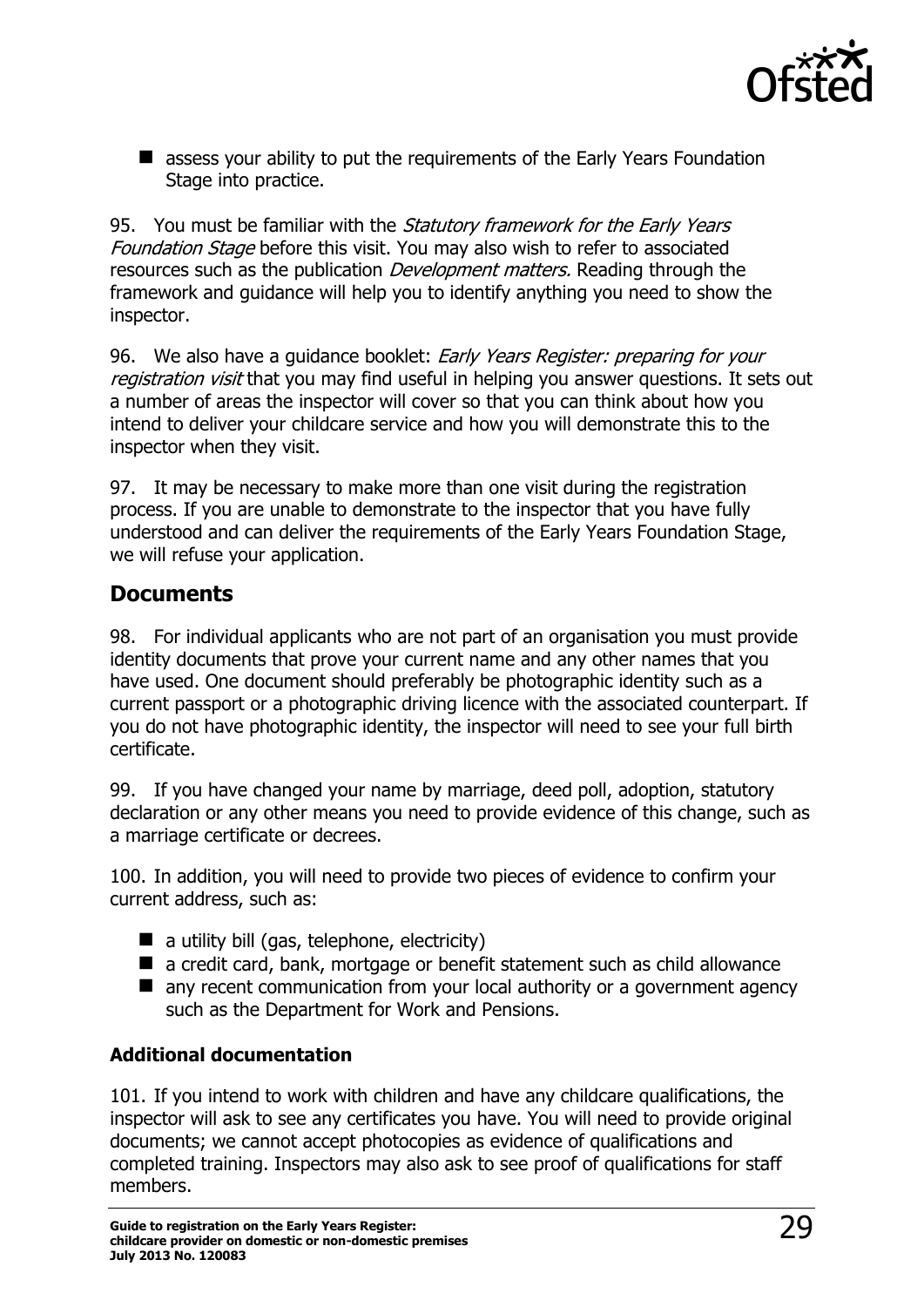- assess your ability to put the requirements of the Early Years Foundation Stage into practice.

95. You must be familiar with the *Statutory framework for the Early Years Foundation Stage* before this visit. You may also wish to refer to associated resources such as the publication *Development matters.* Reading through the framework and guidance will help you to identify anything you need to show the inspector.

96. We also have a guidance booklet: *Early Years Register: preparing for your registration visit* that you may find useful in helping you answer questions. It sets out a number of areas the inspector will cover so that you can think about how you intend to deliver your childcare service and how you will demonstrate this to the inspector when they visit.

97. It may be necessary to make more than one visit during the registration process. If you are unable to demonstrate to the inspector that you have fully understood and can deliver the requirements of the Early Years Foundation Stage, we will refuse your application.

## Documents

98. For individual applicants who are not part of an organisation you must provide identity documents that prove your current name and any other names that you have used. One document should preferably be photographic identity such as a current passport or a photographic driving licence with the associated counterpart. If you do not have photographic identity, the inspector will need to see your full birth certificate.

99. If you have changed your name by marriage, deed poll, adoption, statutory declaration or any other means you need to provide evidence of this change, such as a marriage certificate or decrees.

100. In addition, you will need to provide two pieces of evidence to confirm your current address, such as:

- a utility bill (gas, telephone, electricity)
- a credit card, bank, mortgage or benefit statement such as child allowance
- any recent communication from your local authority or a government agency such as the Department for Work and Pensions.

### Additional documentation

101. If you intend to work with children and have any childcare qualifications, the inspector will ask to see any certificates you have. You will need to provide original documents; we cannot accept photocopies as evidence of qualifications and completed training. Inspectors may also ask to see proof of qualifications for staff members.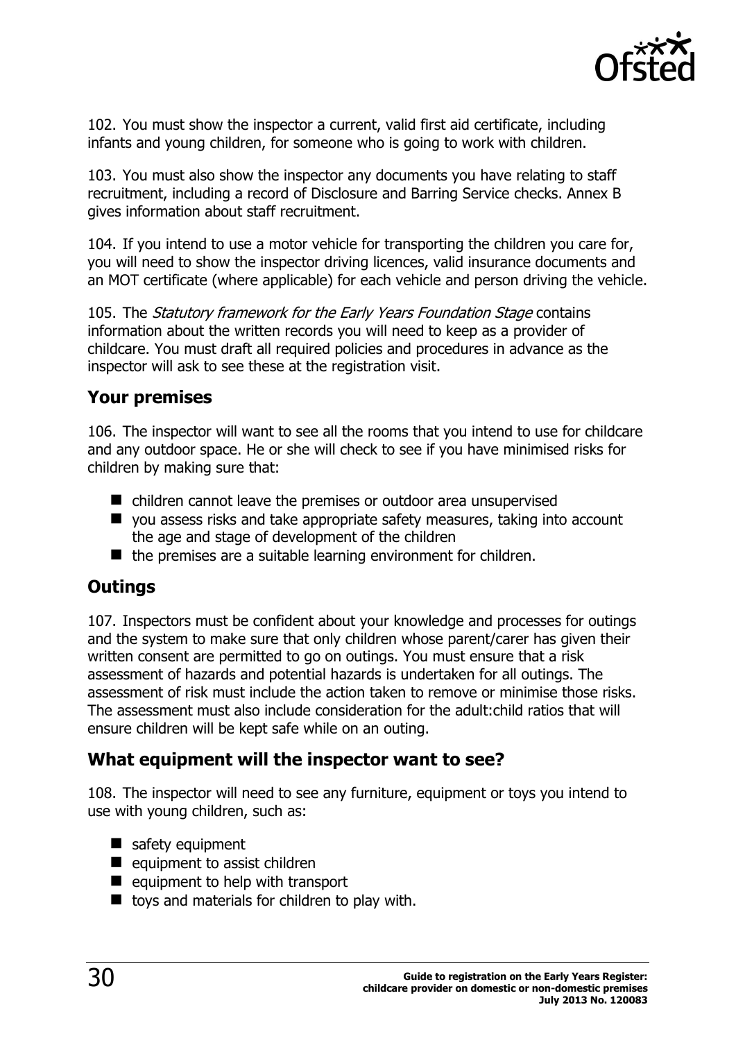102. You must show the inspector a current, valid first aid certificate, including infants and young children, for someone who is going to work with children.

103. You must also show the inspector any documents you have relating to staff recruitment, including a record of Disclosure and Barring Service checks. Annex B gives information about staff recruitment.

104. If you intend to use a motor vehicle for transporting the children you care for, you will need to show the inspector driving licences, valid insurance documents and an MOT certificate (where applicable) for each vehicle and person driving the vehicle.

105. The *Statutory framework for the Early Years Foundation Stage* contains information about the written records you will need to keep as a provider of childcare. You must draft all required policies and procedures in advance as the inspector will ask to see these at the registration visit.

## Your premises

106. The inspector will want to see all the rooms that you intend to use for childcare and any outdoor space. He or she will check to see if you have minimised risks for children by making sure that:

- children cannot leave the premises or outdoor area unsupervised
- you assess risks and take appropriate safety measures, taking into account the age and stage of development of the children
- the premises are a suitable learning environment for children.

## Outings

107. Inspectors must be confident about your knowledge and processes for outings and the system to make sure that only children whose parent/carer has given their written consent are permitted to go on outings. You must ensure that a risk assessment of hazards and potential hazards is undertaken for all outings. The assessment of risk must include the action taken to remove or minimise those risks. The assessment must also include consideration for the adult:child ratios that will ensure children will be kept safe while on an outing.

## What equipment will the inspector want to see?

108. The inspector will need to see any furniture, equipment or toys you intend to use with young children, such as:

- safety equipment
- equipment to assist children
- equipment to help with transport
- toys and materials for children to play with.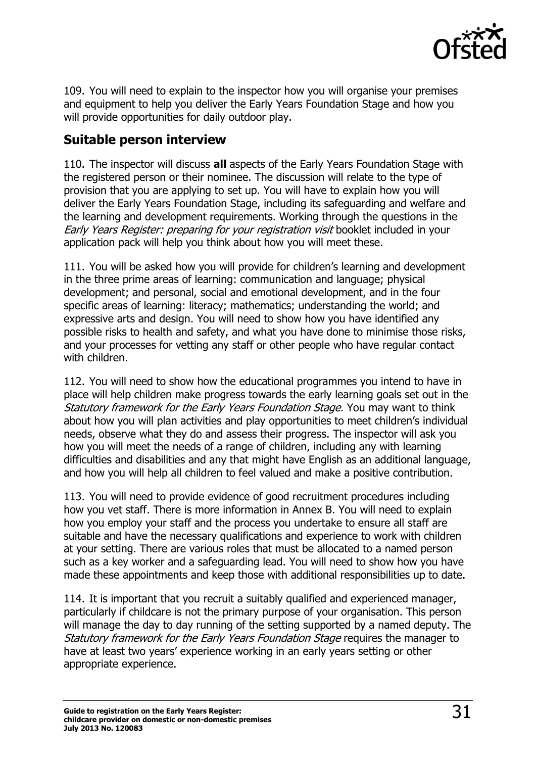109. You will need to explain to the inspector how you will organise your premises and equipment to help you deliver the Early Years Foundation Stage and how you will provide opportunities for daily outdoor play.

## Suitable person interview

110. The inspector will discuss **all** aspects of the Early Years Foundation Stage with the registered person or their nominee. The discussion will relate to the type of provision that you are applying to set up. You will have to explain how you will deliver the Early Years Foundation Stage, including its safeguarding and welfare and the learning and development requirements. Working through the questions in the *Early Years Register: preparing for your registration visit* booklet included in your application pack will help you think about how you will meet these.

111. You will be asked how you will provide for children's learning and development in the three prime areas of learning: communication and language; physical development; and personal, social and emotional development, and in the four specific areas of learning: literacy; mathematics; understanding the world; and expressive arts and design. You will need to show how you have identified any possible risks to health and safety, and what you have done to minimise those risks, and your processes for vetting any staff or other people who have regular contact with children.

112. You will need to show how the educational programmes you intend to have in place will help children make progress towards the early learning goals set out in the *Statutory framework for the Early Years Foundation Stage*. You may want to think about how you will plan activities and play opportunities to meet children's individual needs, observe what they do and assess their progress. The inspector will ask you how you will meet the needs of a range of children, including any with learning difficulties and disabilities and any that might have English as an additional language, and how you will help all children to feel valued and make a positive contribution.

113. You will need to provide evidence of good recruitment procedures including how you vet staff. There is more information in Annex B. You will need to explain how you employ your staff and the process you undertake to ensure all staff are suitable and have the necessary qualifications and experience to work with children at your setting. There are various roles that must be allocated to a named person such as a key worker and a safeguarding lead. You will need to show how you have made these appointments and keep those with additional responsibilities up to date.

114. It is important that you recruit a suitably qualified and experienced manager, particularly if childcare is not the primary purpose of your organisation. This person will manage the day to day running of the setting supported by a named deputy. The *Statutory framework for the Early Years Foundation Stage* requires the manager to have at least two years' experience working in an early years setting or other appropriate experience.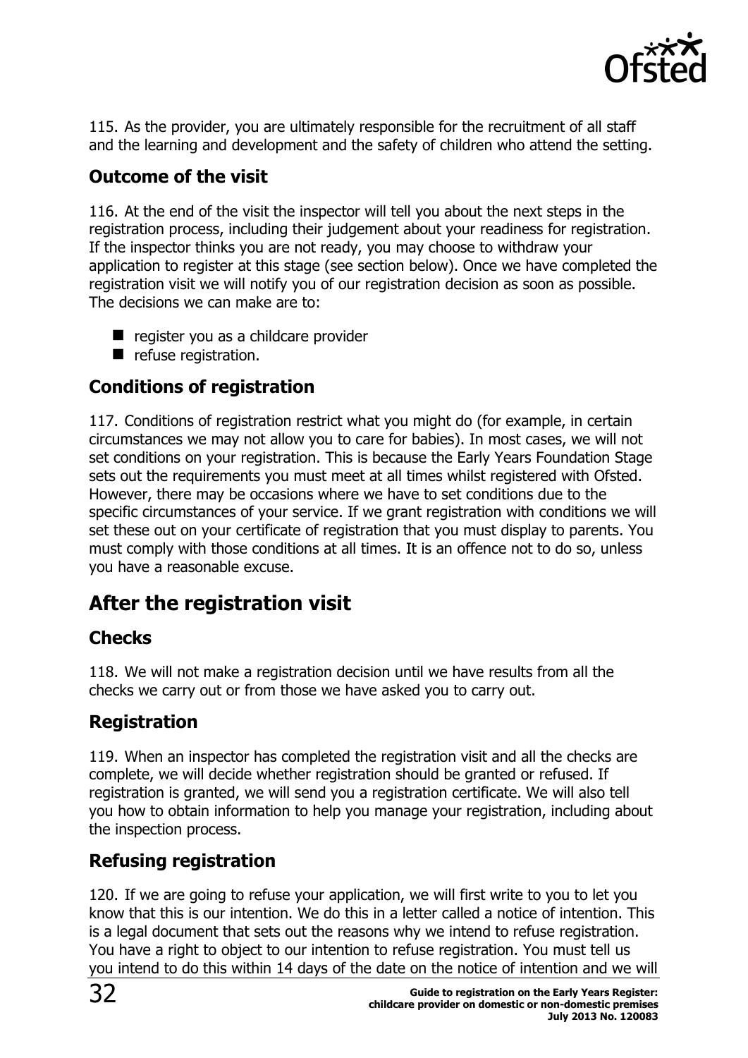115. As the provider, you are ultimately responsible for the recruitment of all staff and the learning and development and the safety of children who attend the setting.

### Outcome of the visit

116. At the end of the visit the inspector will tell you about the next steps in the registration process, including their judgement about your readiness for registration. If the inspector thinks you are not ready, you may choose to withdraw your application to register at this stage (see section below). Once we have completed the registration visit we will notify you of our registration decision as soon as possible. The decisions we can make are to:

- register you as a childcare provider
- refuse registration.

### Conditions of registration

117. Conditions of registration restrict what you might do (for example, in certain circumstances we may not allow you to care for babies). In most cases, we will not set conditions on your registration. This is because the Early Years Foundation Stage sets out the requirements you must meet at all times whilst registered with Ofsted. However, there may be occasions where we have to set conditions due to the specific circumstances of your service. If we grant registration with conditions we will set these out on your certificate of registration that you must display to parents. You must comply with those conditions at all times. It is an offence not to do so, unless you have a reasonable excuse.

## After the registration visit

### Checks

118. We will not make a registration decision until we have results from all the checks we carry out or from those we have asked you to carry out.

### Registration

119. When an inspector has completed the registration visit and all the checks are complete, we will decide whether registration should be granted or refused. If registration is granted, we will send you a registration certificate. We will also tell you how to obtain information to help you manage your registration, including about the inspection process.

### Refusing registration

120. If we are going to refuse your application, we will first write to you to let you know that this is our intention. We do this in a letter called a notice of intention. This is a legal document that sets out the reasons why we intend to refuse registration. You have a right to object to our intention to refuse registration. You must tell us you intend to do this within 14 days of the date on the notice of intention and we will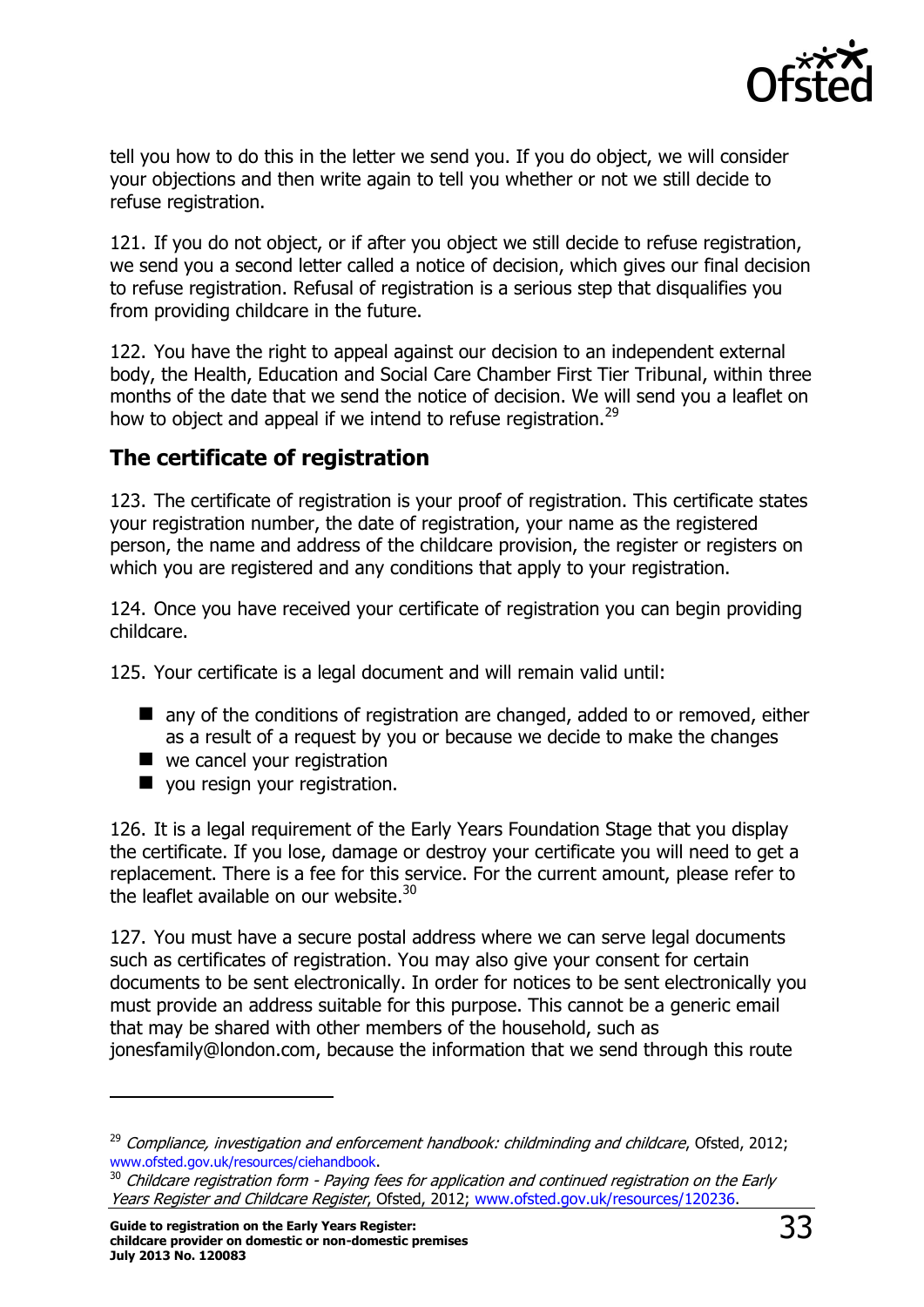tell you how to do this in the letter we send you. If you do object, we will consider your objections and then write again to tell you whether or not we still decide to refuse registration.

121. If you do not object, or if after you object we still decide to refuse registration, we send you a second letter called a notice of decision, which gives our final decision to refuse registration. Refusal of registration is a serious step that disqualifies you from providing childcare in the future.

122. You have the right to appeal against our decision to an independent external body, the Health, Education and Social Care Chamber First Tier Tribunal, within three months of the date that we send the notice of decision. We will send you a leaflet on how to object and appeal if we intend to refuse registration.[29]

## The certificate of registration

123. The certificate of registration is your proof of registration. This certificate states your registration number, the date of registration, your name as the registered person, the name and address of the childcare provision, the register or registers on which you are registered and any conditions that apply to your registration.

124. Once you have received your certificate of registration you can begin providing childcare.

125. Your certificate is a legal document and will remain valid until:

- any of the conditions of registration are changed, added to or removed, either as a result of a request by you or because we decide to make the changes
- we cancel your registration
- you resign your registration.

126. It is a legal requirement of the Early Years Foundation Stage that you display the certificate. If you lose, damage or destroy your certificate you will need to get a replacement. There is a fee for this service. For the current amount, please refer to the leaflet available on our website.[30]

127. You must have a secure postal address where we can serve legal documents such as certificates of registration. You may also give your consent for certain documents to be sent electronically. In order for notices to be sent electronically you must provide an address suitable for this purpose. This cannot be a generic email that may be shared with other members of the household, such as jonesfamily@london.com, because the information that we send through this route

---

[29] *Compliance, investigation and enforcement handbook: childminding and childcare*, Ofsted, 2012; www.ofsted.gov.uk/resources/ciehandbook.

[30] *Childcare registration form - Paying fees for application and continued registration on the Early Years Register and Childcare Register*, Ofsted, 2012; www.ofsted.gov.uk/resources/120236.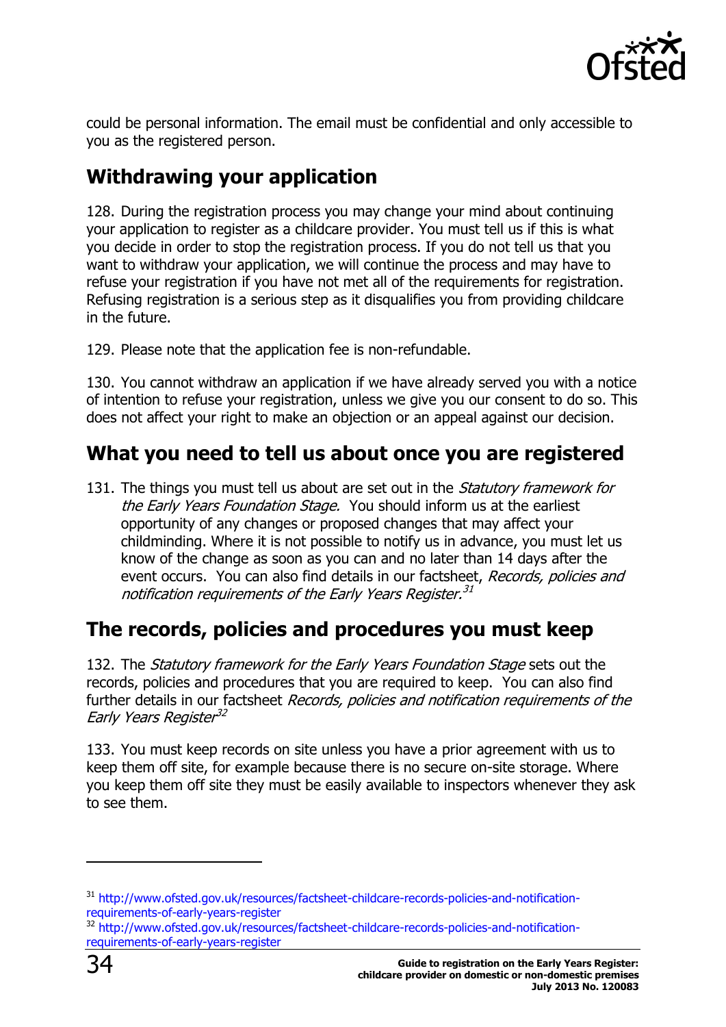could be personal information. The email must be confidential and only accessible to you as the registered person.

## Withdrawing your application

128. During the registration process you may change your mind about continuing your application to register as a childcare provider. You must tell us if this is what you decide in order to stop the registration process. If you do not tell us that you want to withdraw your application, we will continue the process and may have to refuse your registration if you have not met all of the requirements for registration. Refusing registration is a serious step as it disqualifies you from providing childcare in the future.

129. Please note that the application fee is non-refundable.

130. You cannot withdraw an application if we have already served you with a notice of intention to refuse your registration, unless we give you our consent to do so. This does not affect your right to make an objection or an appeal against our decision.

## What you need to tell us about once you are registered

131. The things you must tell us about are set out in the *Statutory framework for the Early Years Foundation Stage.* You should inform us at the earliest opportunity of any changes or proposed changes that may affect your childminding. Where it is not possible to notify us in advance, you must let us know of the change as soon as you can and no later than 14 days after the event occurs. You can also find details in our factsheet, *Records, policies and notification requirements of the Early Years Register.*[31]

## The records, policies and procedures you must keep

132. The *Statutory framework for the Early Years Foundation Stage* sets out the records, policies and procedures that you are required to keep. You can also find further details in our factsheet *Records, policies and notification requirements of the Early Years Register*[32]

133. You must keep records on site unless you have a prior agreement with us to keep them off site, for example because there is no secure on-site storage. Where you keep them off site they must be easily available to inspectors whenever they ask to see them.

---

[31] http://www.ofsted.gov.uk/resources/factsheet-childcare-records-policies-and-notification-requirements-of-early-years-register

[32] http://www.ofsted.gov.uk/resources/factsheet-childcare-records-policies-and-notification-requirements-of-early-years-register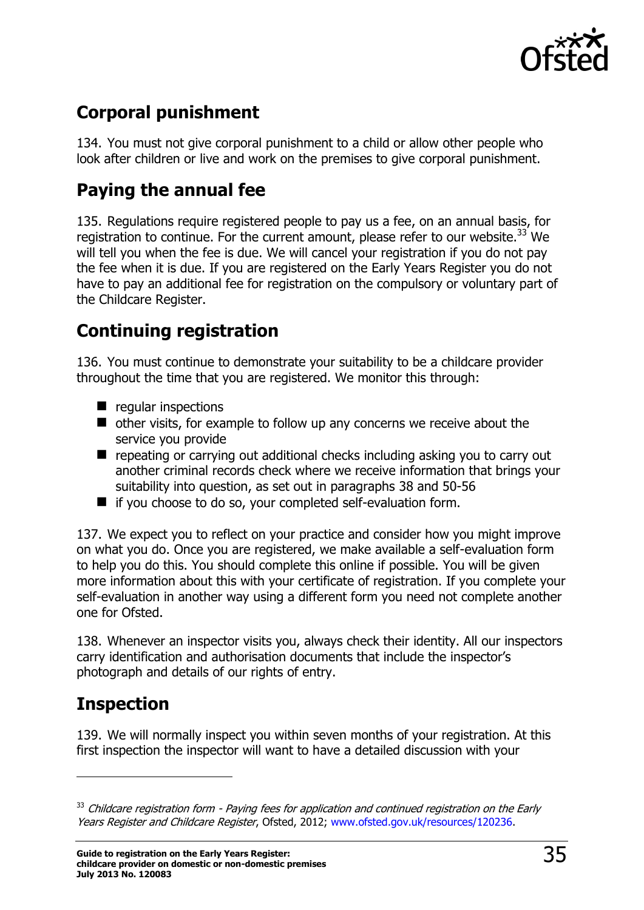## Corporal punishment

134. You must not give corporal punishment to a child or allow other people who look after children or live and work on the premises to give corporal punishment.

## Paying the annual fee

135. Regulations require registered people to pay us a fee, on an annual basis, for registration to continue. For the current amount, please refer to our website.[33] We will tell you when the fee is due. We will cancel your registration if you do not pay the fee when it is due. If you are registered on the Early Years Register you do not have to pay an additional fee for registration on the compulsory or voluntary part of the Childcare Register.

## Continuing registration

136. You must continue to demonstrate your suitability to be a childcare provider throughout the time that you are registered. We monitor this through:

- regular inspections
- other visits, for example to follow up any concerns we receive about the service you provide
- repeating or carrying out additional checks including asking you to carry out another criminal records check where we receive information that brings your suitability into question, as set out in paragraphs 38 and 50-56
- if you choose to do so, your completed self-evaluation form.

137. We expect you to reflect on your practice and consider how you might improve on what you do. Once you are registered, we make available a self-evaluation form to help you do this. You should complete this online if possible. You will be given more information about this with your certificate of registration. If you complete your self-evaluation in another way using a different form you need not complete another one for Ofsted.

138. Whenever an inspector visits you, always check their identity. All our inspectors carry identification and authorisation documents that include the inspector's photograph and details of our rights of entry.

## Inspection

139. We will normally inspect you within seven months of your registration. At this first inspection the inspector will want to have a detailed discussion with your

---

[33] *Childcare registration form - Paying fees for application and continued registration on the Early Years Register and Childcare Register*, Ofsted, 2012; www.ofsted.gov.uk/resources/120236.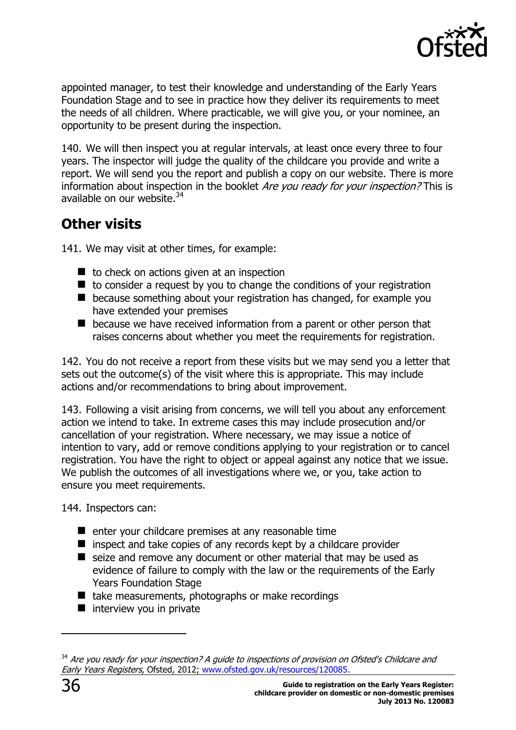appointed manager, to test their knowledge and understanding of the Early Years Foundation Stage and to see in practice how they deliver its requirements to meet the needs of all children. Where practicable, we will give you, or your nominee, an opportunity to be present during the inspection.

140. We will then inspect you at regular intervals, at least once every three to four years. The inspector will judge the quality of the childcare you provide and write a report. We will send you the report and publish a copy on our website. There is more information about inspection in the booklet *Are you ready for your inspection?* This is available on our website.[34]

## Other visits

141. We may visit at other times, for example:

- to check on actions given at an inspection
- to consider a request by you to change the conditions of your registration
- because something about your registration has changed, for example you have extended your premises
- because we have received information from a parent or other person that raises concerns about whether you meet the requirements for registration.

142. You do not receive a report from these visits but we may send you a letter that sets out the outcome(s) of the visit where this is appropriate. This may include actions and/or recommendations to bring about improvement.

143. Following a visit arising from concerns, we will tell you about any enforcement action we intend to take. In extreme cases this may include prosecution and/or cancellation of your registration. Where necessary, we may issue a notice of intention to vary, add or remove conditions applying to your registration or to cancel registration. You have the right to object or appeal against any notice that we issue. We publish the outcomes of all investigations where we, or you, take action to ensure you meet requirements.

144. Inspectors can:

- enter your childcare premises at any reasonable time
- inspect and take copies of any records kept by a childcare provider
- seize and remove any document or other material that may be used as evidence of failure to comply with the law or the requirements of the Early Years Foundation Stage
- take measurements, photographs or make recordings
- interview you in private

---

[34] *Are you ready for your inspection? A guide to inspections of provision on Ofsted's Childcare and Early Years Registers*, Ofsted, 2012; www.ofsted.gov.uk/resources/120085.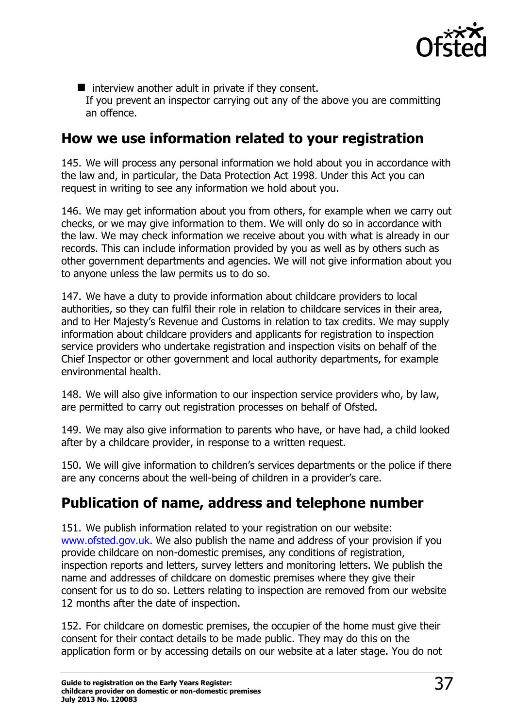- interview another adult in private if they consent.

If you prevent an inspector carrying out any of the above you are committing an offence.

## How we use information related to your registration

145. We will process any personal information we hold about you in accordance with the law and, in particular, the Data Protection Act 1998. Under this Act you can request in writing to see any information we hold about you.

146. We may get information about you from others, for example when we carry out checks, or we may give information to them. We will only do so in accordance with the law. We may check information we receive about you with what is already in our records. This can include information provided by you as well as by others such as other government departments and agencies. We will not give information about you to anyone unless the law permits us to do so.

147. We have a duty to provide information about childcare providers to local authorities, so they can fulfil their role in relation to childcare services in their area, and to Her Majesty's Revenue and Customs in relation to tax credits. We may supply information about childcare providers and applicants for registration to inspection service providers who undertake registration and inspection visits on behalf of the Chief Inspector or other government and local authority departments, for example environmental health.

148. We will also give information to our inspection service providers who, by law, are permitted to carry out registration processes on behalf of Ofsted.

149. We may also give information to parents who have, or have had, a child looked after by a childcare provider, in response to a written request.

150. We will give information to children's services departments or the police if there are any concerns about the well-being of children in a provider's care.

## Publication of name, address and telephone number

151. We publish information related to your registration on our website: www.ofsted.gov.uk. We also publish the name and address of your provision if you provide childcare on non-domestic premises, any conditions of registration, inspection reports and letters, survey letters and monitoring letters. We publish the name and addresses of childcare on domestic premises where they give their consent for us to do so. Letters relating to inspection are removed from our website 12 months after the date of inspection.

152. For childcare on domestic premises, the occupier of the home must give their consent for their contact details to be made public. They may do this on the application form or by accessing details on our website at a later stage. You do not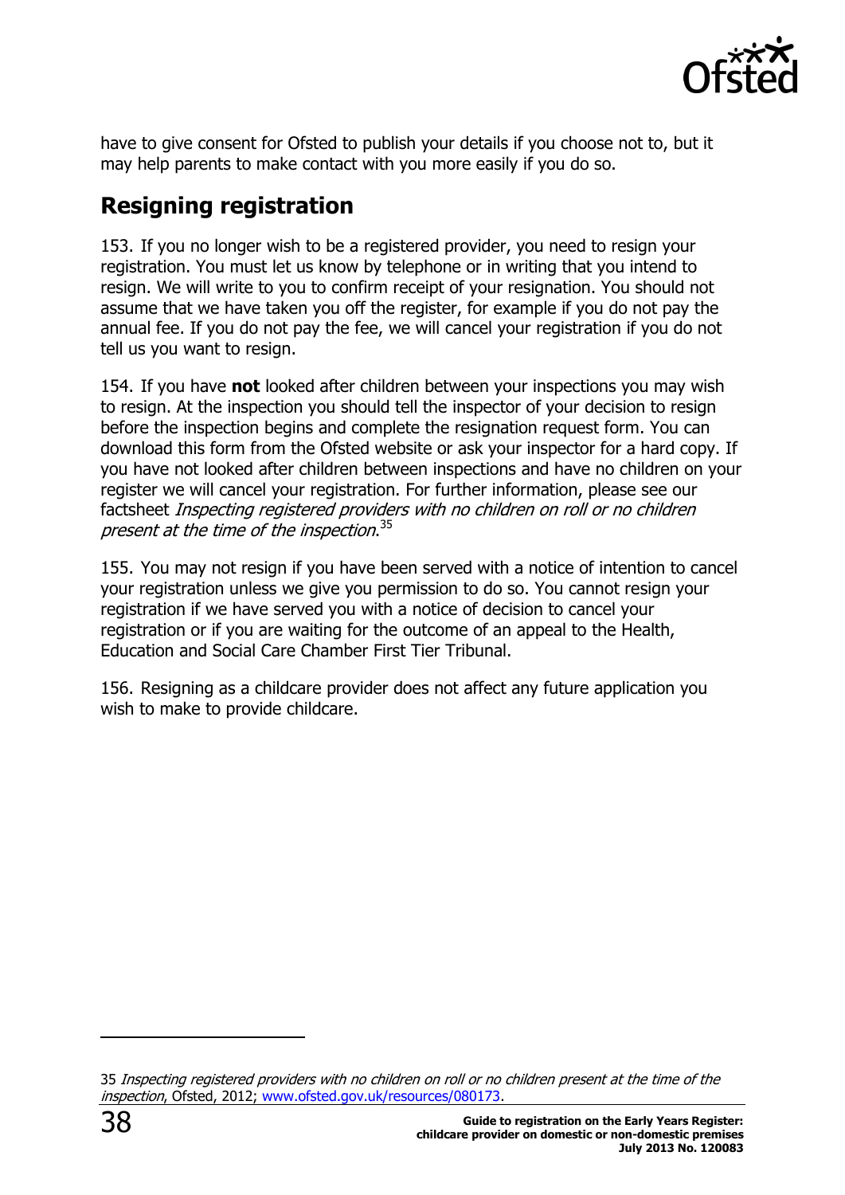have to give consent for Ofsted to publish your details if you choose not to, but it may help parents to make contact with you more easily if you do so.

## Resigning registration

153. If you no longer wish to be a registered provider, you need to resign your registration. You must let us know by telephone or in writing that you intend to resign. We will write to you to confirm receipt of your resignation. You should not assume that we have taken you off the register, for example if you do not pay the annual fee. If you do not pay the fee, we will cancel your registration if you do not tell us you want to resign.

154. If you have **not** looked after children between your inspections you may wish to resign. At the inspection you should tell the inspector of your decision to resign before the inspection begins and complete the resignation request form. You can download this form from the Ofsted website or ask your inspector for a hard copy. If you have not looked after children between inspections and have no children on your register we will cancel your registration. For further information, please see our factsheet *Inspecting registered providers with no children on roll or no children present at the time of the inspection*.[35]

155. You may not resign if you have been served with a notice of intention to cancel your registration unless we give you permission to do so. You cannot resign your registration if we have served you with a notice of decision to cancel your registration or if you are waiting for the outcome of an appeal to the Health, Education and Social Care Chamber First Tier Tribunal.

156. Resigning as a childcare provider does not affect any future application you wish to make to provide childcare.

---

35 *Inspecting registered providers with no children on roll or no children present at the time of the inspection*, Ofsted, 2012; www.ofsted.gov.uk/resources/080173.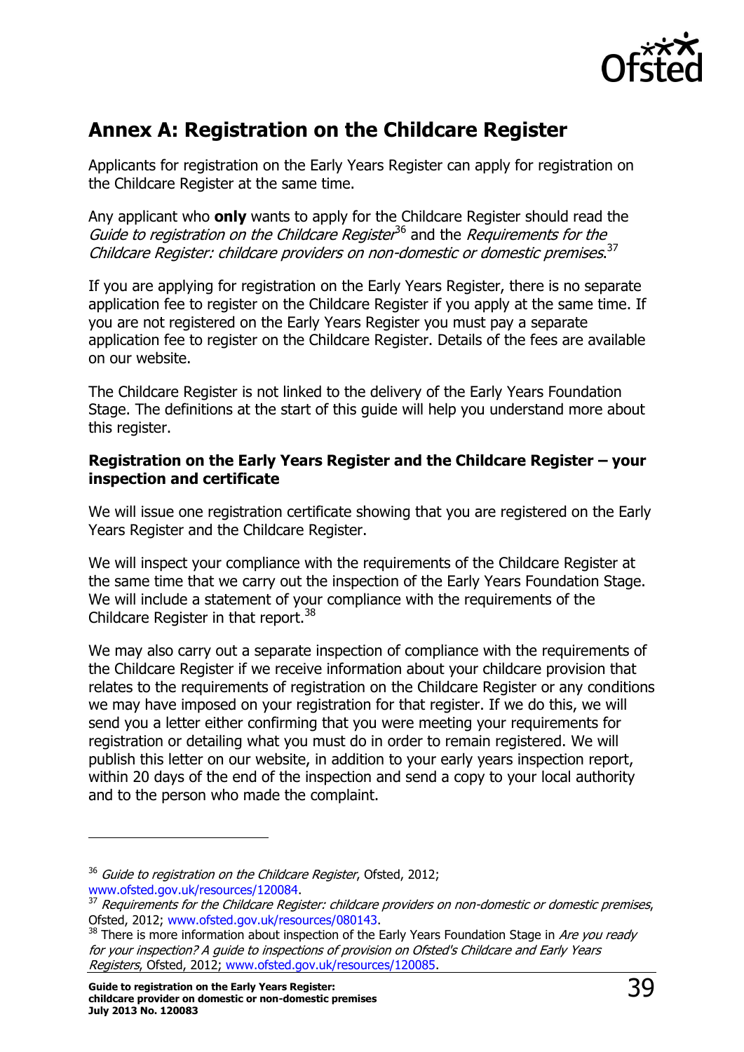## Annex A: Registration on the Childcare Register

Applicants for registration on the Early Years Register can apply for registration on the Childcare Register at the same time.

Any applicant who **only** wants to apply for the Childcare Register should read the *Guide to registration on the Childcare Register*[36] and the *Requirements for the Childcare Register: childcare providers on non-domestic or domestic premises*.[37]

If you are applying for registration on the Early Years Register, there is no separate application fee to register on the Childcare Register if you apply at the same time. If you are not registered on the Early Years Register you must pay a separate application fee to register on the Childcare Register. Details of the fees are available on our website.

The Childcare Register is not linked to the delivery of the Early Years Foundation Stage. The definitions at the start of this guide will help you understand more about this register.

### Registration on the Early Years Register and the Childcare Register – your inspection and certificate

We will issue one registration certificate showing that you are registered on the Early Years Register and the Childcare Register.

We will inspect your compliance with the requirements of the Childcare Register at the same time that we carry out the inspection of the Early Years Foundation Stage. We will include a statement of your compliance with the requirements of the Childcare Register in that report.[38]

We may also carry out a separate inspection of compliance with the requirements of the Childcare Register if we receive information about your childcare provision that relates to the requirements of registration on the Childcare Register or any conditions we may have imposed on your registration for that register. If we do this, we will send you a letter either confirming that you were meeting your requirements for registration or detailing what you must do in order to remain registered. We will publish this letter on our website, in addition to your early years inspection report, within 20 days of the end of the inspection and send a copy to your local authority and to the person who made the complaint.

---

[36] *Guide to registration on the Childcare Register*, Ofsted, 2012; www.ofsted.gov.uk/resources/120084.

[37] *Requirements for the Childcare Register: childcare providers on non-domestic or domestic premises*, Ofsted, 2012; www.ofsted.gov.uk/resources/080143.

[38] There is more information about inspection of the Early Years Foundation Stage in *Are you ready for your inspection? A guide to inspections of provision on Ofsted's Childcare and Early Years Registers*, Ofsted, 2012; www.ofsted.gov.uk/resources/120085.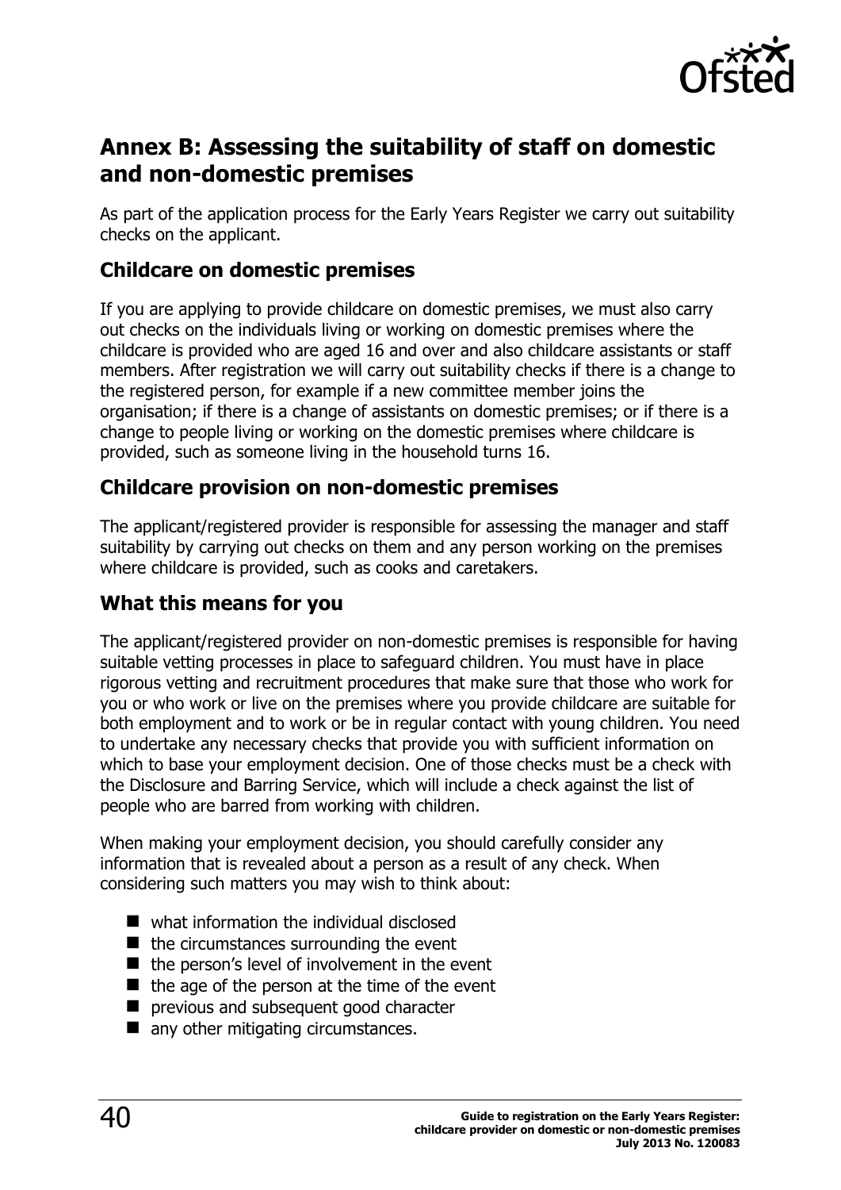## Annex B: Assessing the suitability of staff on domestic and non-domestic premises

As part of the application process for the Early Years Register we carry out suitability checks on the applicant.

### Childcare on domestic premises

If you are applying to provide childcare on domestic premises, we must also carry out checks on the individuals living or working on domestic premises where the childcare is provided who are aged 16 and over and also childcare assistants or staff members. After registration we will carry out suitability checks if there is a change to the registered person, for example if a new committee member joins the organisation; if there is a change of assistants on domestic premises; or if there is a change to people living or working on the domestic premises where childcare is provided, such as someone living in the household turns 16.

### Childcare provision on non-domestic premises

The applicant/registered provider is responsible for assessing the manager and staff suitability by carrying out checks on them and any person working on the premises where childcare is provided, such as cooks and caretakers.

### What this means for you

The applicant/registered provider on non-domestic premises is responsible for having suitable vetting processes in place to safeguard children. You must have in place rigorous vetting and recruitment procedures that make sure that those who work for you or who work or live on the premises where you provide childcare are suitable for both employment and to work or be in regular contact with young children. You need to undertake any necessary checks that provide you with sufficient information on which to base your employment decision. One of those checks must be a check with the Disclosure and Barring Service, which will include a check against the list of people who are barred from working with children.

When making your employment decision, you should carefully consider any information that is revealed about a person as a result of any check. When considering such matters you may wish to think about:

- what information the individual disclosed
- the circumstances surrounding the event
- the person's level of involvement in the event
- the age of the person at the time of the event
- previous and subsequent good character
- any other mitigating circumstances.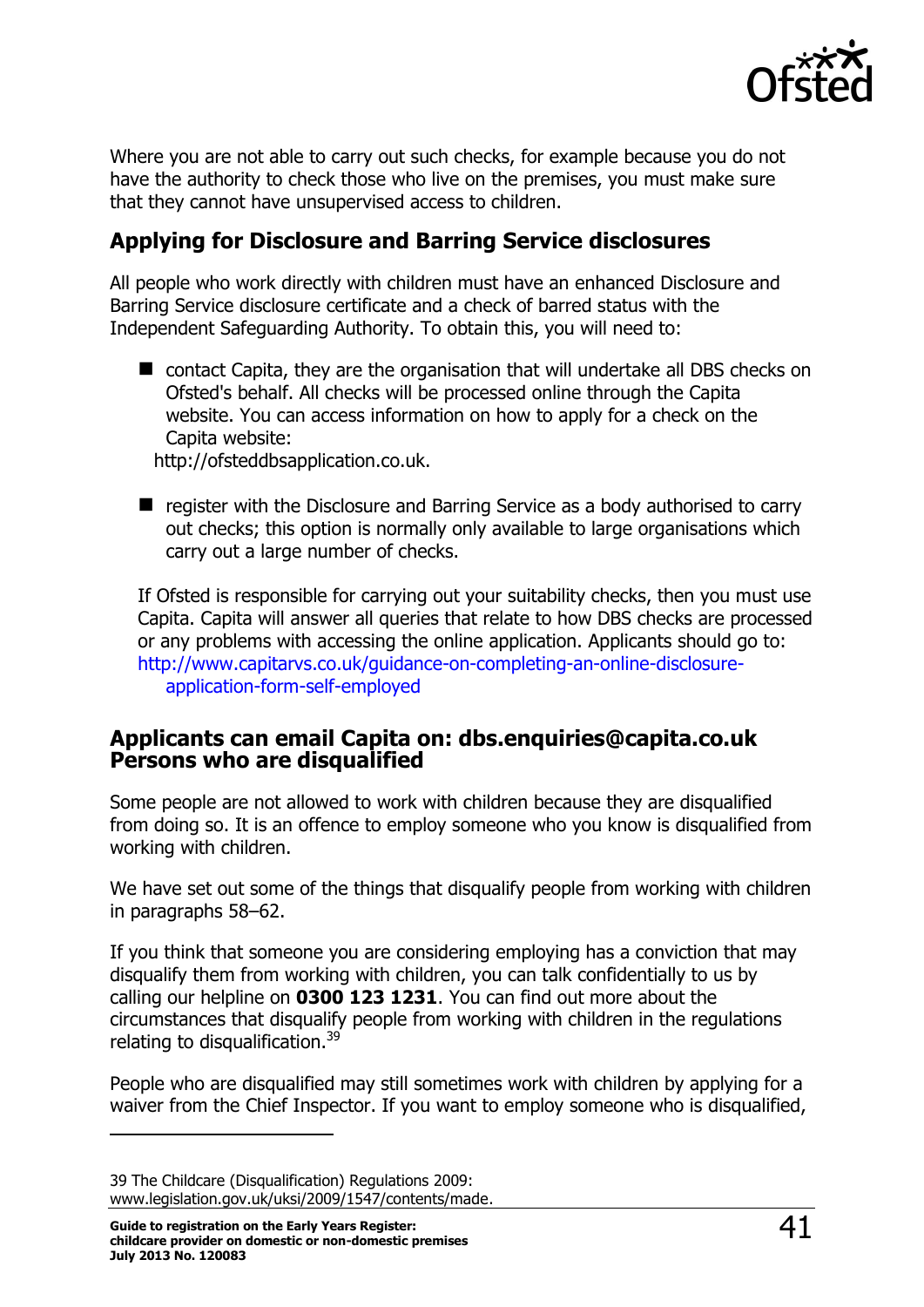Where you are not able to carry out such checks, for example because you do not have the authority to check those who live on the premises, you must make sure that they cannot have unsupervised access to children.

## Applying for Disclosure and Barring Service disclosures

All people who work directly with children must have an enhanced Disclosure and Barring Service disclosure certificate and a check of barred status with the Independent Safeguarding Authority. To obtain this, you will need to:

- contact Capita, they are the organisation that will undertake all DBS checks on Ofsted's behalf. All checks will be processed online through the Capita website. You can access information on how to apply for a check on the Capita website: http://ofsteddbsapplication.co.uk.

- register with the Disclosure and Barring Service as a body authorised to carry out checks; this option is normally only available to large organisations which carry out a large number of checks.

If Ofsted is responsible for carrying out your suitability checks, then you must use Capita. Capita will answer all queries that relate to how DBS checks are processed or any problems with accessing the online application. Applicants should go to: http://www.capitarvs.co.uk/guidance-on-completing-an-online-disclosure-application-form-self-employed

## Applicants can email Capita on: dbs.enquiries@capita.co.uk

## Persons who are disqualified

Some people are not allowed to work with children because they are disqualified from doing so. It is an offence to employ someone who you know is disqualified from working with children.

We have set out some of the things that disqualify people from working with children in paragraphs 58–62.

If you think that someone you are considering employing has a conviction that may disqualify them from working with children, you can talk confidentially to us by calling our helpline on **0300 123 1231**. You can find out more about the circumstances that disqualify people from working with children in the regulations relating to disqualification.[39]

People who are disqualified may still sometimes work with children by applying for a waiver from the Chief Inspector. If you want to employ someone who is disqualified,

---

39 The Childcare (Disqualification) Regulations 2009: www.legislation.gov.uk/uksi/2009/1547/contents/made.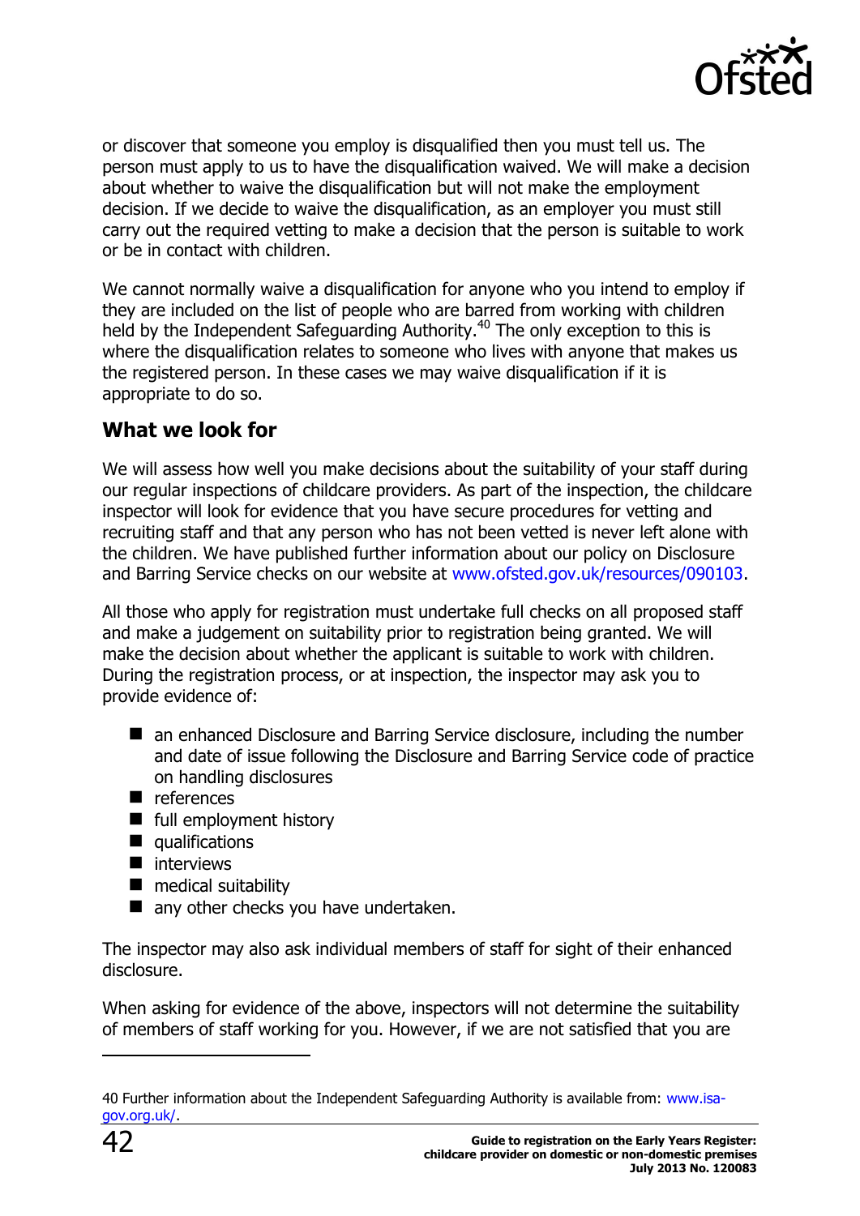or discover that someone you employ is disqualified then you must tell us. The person must apply to us to have the disqualification waived. We will make a decision about whether to waive the disqualification but will not make the employment decision. If we decide to waive the disqualification, as an employer you must still carry out the required vetting to make a decision that the person is suitable to work or be in contact with children.

We cannot normally waive a disqualification for anyone who you intend to employ if they are included on the list of people who are barred from working with children held by the Independent Safeguarding Authority.[40] The only exception to this is where the disqualification relates to someone who lives with anyone that makes us the registered person. In these cases we may waive disqualification if it is appropriate to do so.

## What we look for

We will assess how well you make decisions about the suitability of your staff during our regular inspections of childcare providers. As part of the inspection, the childcare inspector will look for evidence that you have secure procedures for vetting and recruiting staff and that any person who has not been vetted is never left alone with the children. We have published further information about our policy on Disclosure and Barring Service checks on our website at www.ofsted.gov.uk/resources/090103.

All those who apply for registration must undertake full checks on all proposed staff and make a judgement on suitability prior to registration being granted. We will make the decision about whether the applicant is suitable to work with children. During the registration process, or at inspection, the inspector may ask you to provide evidence of:

- an enhanced Disclosure and Barring Service disclosure, including the number and date of issue following the Disclosure and Barring Service code of practice on handling disclosures
- references
- full employment history
- qualifications
- interviews
- medical suitability
- any other checks you have undertaken.

The inspector may also ask individual members of staff for sight of their enhanced disclosure.

When asking for evidence of the above, inspectors will not determine the suitability of members of staff working for you. However, if we are not satisfied that you are

---

40 Further information about the Independent Safeguarding Authority is available from: www.isa-gov.org.uk/.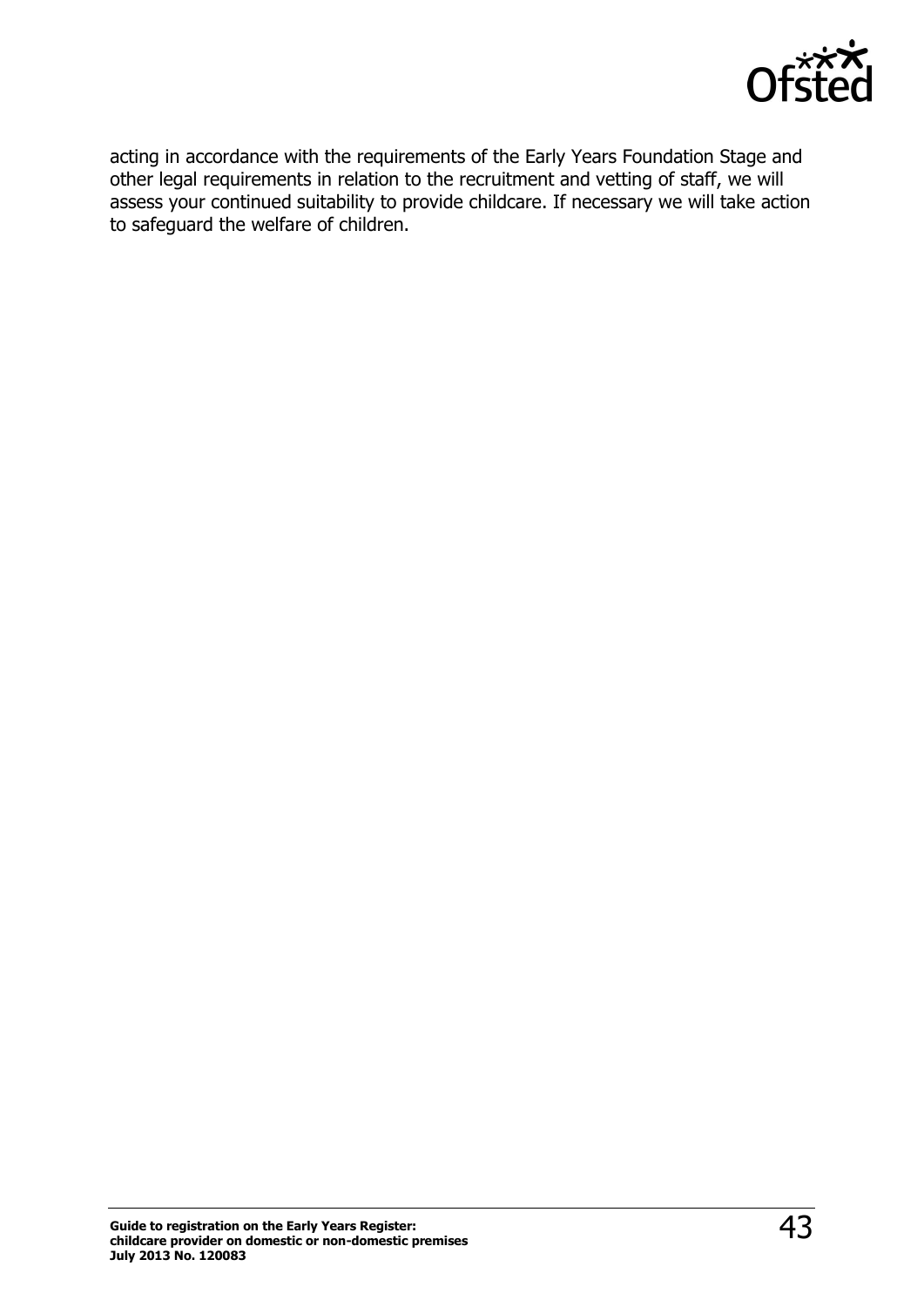acting in accordance with the requirements of the Early Years Foundation Stage and other legal requirements in relation to the recruitment and vetting of staff, we will assess your continued suitability to provide childcare. If necessary we will take action to safeguard the welfare of children.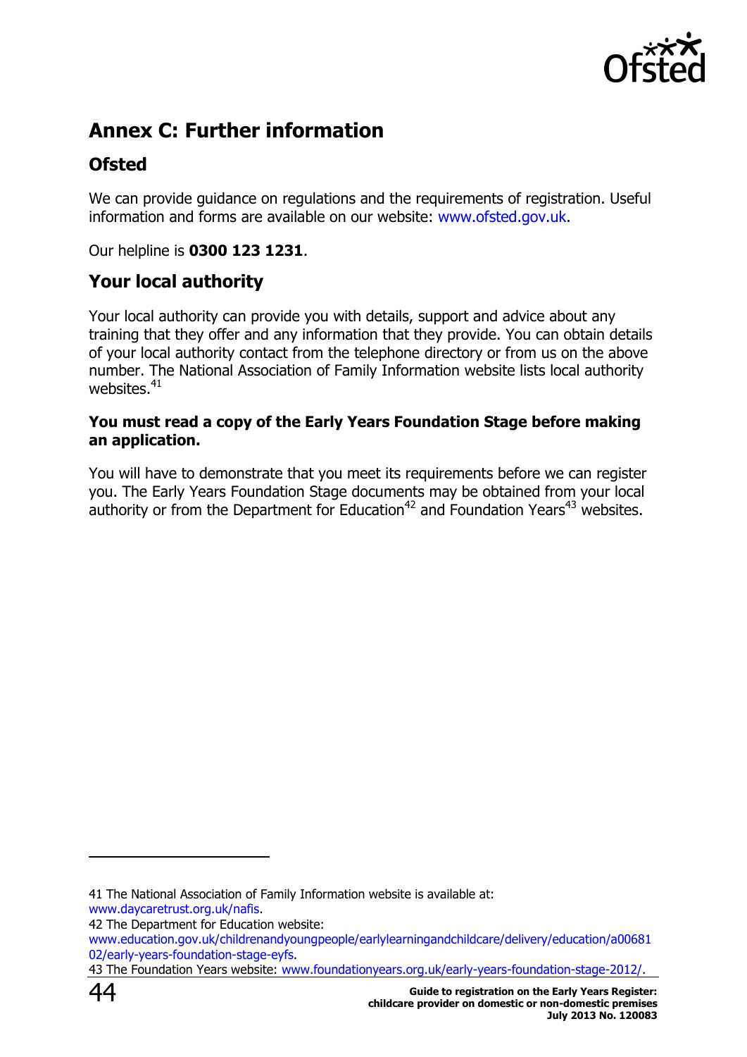## Annex C: Further information

### Ofsted

We can provide guidance on regulations and the requirements of registration. Useful information and forms are available on our website: www.ofsted.gov.uk.

Our helpline is **0300 123 1231**.

### Your local authority

Your local authority can provide you with details, support and advice about any training that they offer and any information that they provide. You can obtain details of your local authority contact from the telephone directory or from us on the above number. The National Association of Family Information website lists local authority websites.[41]

**You must read a copy of the Early Years Foundation Stage before making an application.**

You will have to demonstrate that you meet its requirements before we can register you. The Early Years Foundation Stage documents may be obtained from your local authority or from the Department for Education[42] and Foundation Years[43] websites.

---

41 The National Association of Family Information website is available at: www.daycaretrust.org.uk/nafis.

42 The Department for Education website: www.education.gov.uk/childrenandyoungpeople/earlylearningandchildcare/delivery/education/a0068102/early-years-foundation-stage-eyfs.

43 The Foundation Years website: www.foundationyears.org.uk/early-years-foundation-stage-2012/.